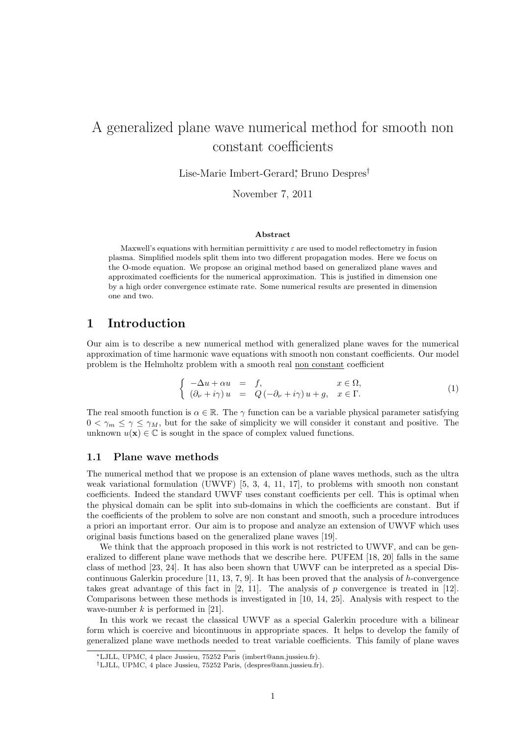# A generalized plane wave numerical method for smooth non constant coefficients

Lise-Marie Imbert-Gerard[*], Bruno Despres[†]

November 7, 2011

**Abstract**

Maxwell's equations with hermitian permittivity $\varepsilon$ are used to model reflectometry in fusion plasma. Simplified models split them into two different propagation modes. Here we focus on the O-mode equation. We propose an original method based on generalized plane waves and approximated coefficients for the numerical approximation. This is justified in dimension one by a high order convergence estimate rate. Some numerical results are presented in dimension one and two.

## 1 Introduction

Our aim is to describe a new numerical method with generalized plane waves for the numerical approximation of time harmonic wave equations with smooth non constant coefficients. Our model problem is the Helmholtz problem with a smooth real non constant coefficient

$$\begin{cases} -\Delta u + \alpha u &= f, & x \in \Omega, \\ (\partial_\nu + i\gamma) u &= Q(-\partial_\nu + i\gamma) u + g, & x \in \Gamma. \end{cases} \tag{1}$$

The real smooth function is $\alpha \in \mathbb{R}$. The $\gamma$ function can be a variable physical parameter satisfying $0 < \gamma_m \le \gamma \le \gamma_M$, but for the sake of simplicity we will consider it constant and positive. The unknown $u(\mathbf{x}) \in \mathbb{C}$ is sought in the space of complex valued functions.

### 1.1 Plane wave methods

The numerical method that we propose is an extension of plane waves methods, such as the ultra weak variational formulation (UWVF) [5, 3, 4, 11, 17], to problems with smooth non constant coefficients. Indeed the standard UWVF uses constant coefficients per cell. This is optimal when the physical domain can be split into sub-domains in which the coefficients are constant. But if the coefficients of the problem to solve are non constant and smooth, such a procedure introduces a priori an important error. Our aim is to propose and analyze an extension of UWVF which uses original basis functions based on the generalized plane waves [19].

We think that the approach proposed in this work is not restricted to UWVF, and can be generalized to different plane wave methods that we describe here. PUFEM [18, 20] falls in the same class of method [23, 24]. It has also been shown that UWVF can be interpreted as a special Discontinuous Galerkin procedure [11, 13, 7, 9]. It has been proved that the analysis of $h$-convergence takes great advantage of this fact in [2, 11]. The analysis of $p$ convergence is treated in [12]. Comparisons between these methods is investigated in [10, 14, 25]. Analysis with respect to the wave-number $k$ is performed in [21].

In this work we recast the classical UWVF as a special Galerkin procedure with a bilinear form which is coercive and bicontinuous in appropriate spaces. It helps to develop the family of generalized plane wave methods needed to treat variable coefficients. This family of plane waves

[*] LJLL, UPMC, 4 place Jussieu, 75252 Paris (imbert@ann.jussieu.fr).

[†] LJLL, UPMC, 4 place Jussieu, 75252 Paris, (despres@ann.jussieu.fr).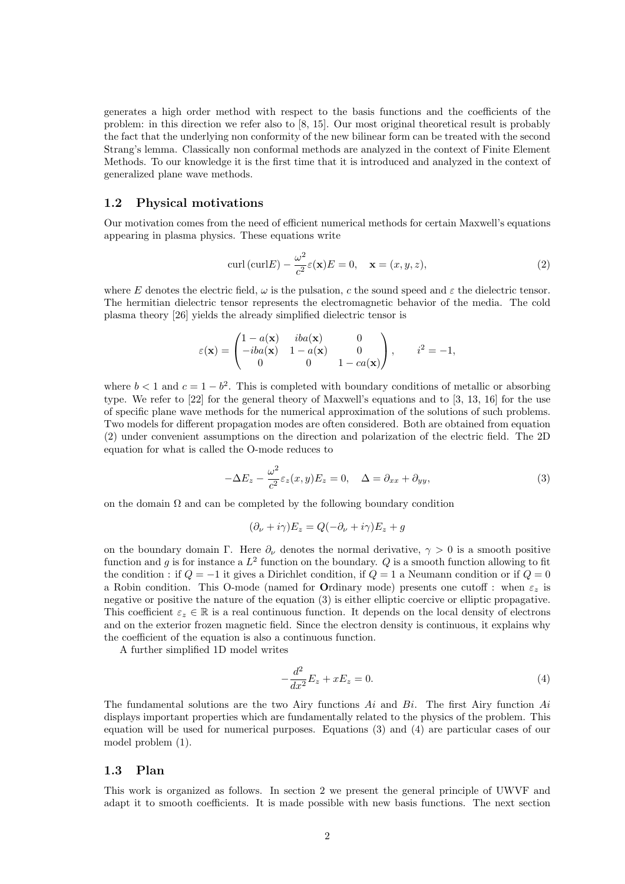generates a high order method with respect to the basis functions and the coefficients of the problem: in this direction we refer also to [8, 15]. Our most original theoretical result is probably the fact that the underlying non conformity of the new bilinear form can be treated with the second Strang's lemma. Classically non conformal methods are analyzed in the context of Finite Element Methods. To our knowledge it is the first time that it is introduced and analyzed in the context of generalized plane wave methods.

### 1.2 Physical motivations

Our motivation comes from the need of efficient numerical methods for certain Maxwell's equations appearing in plasma physics. These equations write

$$\mathrm{curl}\,(\mathrm{curl} E) - \frac{\omega^2}{c^2}\varepsilon(\mathbf{x})E = 0, \quad \mathbf{x} = (x, y, z), \tag{2}$$

where $E$ denotes the electric field, $\omega$ is the pulsation, $c$ the sound speed and $\varepsilon$ the dielectric tensor. The hermitian dielectric tensor represents the electromagnetic behavior of the media. The cold plasma theory [26] yields the already simplified dielectric tensor is

$$\varepsilon(\mathbf{x}) = \begin{pmatrix} 1 - a(\mathbf{x}) & iba(\mathbf{x}) & 0 \\ -iba(\mathbf{x}) & 1 - a(\mathbf{x}) & 0 \\ 0 & 0 & 1 - ca(\mathbf{x}) \end{pmatrix}, \qquad i^2 = -1,$$

where $b < 1$ and $c = 1 - b^2$. This is completed with boundary conditions of metallic or absorbing type. We refer to [22] for the general theory of Maxwell's equations and to [3, 13, 16] for the use of specific plane wave methods for the numerical approximation of the solutions of such problems. Two models for different propagation modes are often considered. Both are obtained from equation (2) under convenient assumptions on the direction and polarization of the electric field. The 2D equation for what is called the O-mode reduces to

$$-\Delta E_z - \frac{\omega^2}{c^2}\varepsilon_z(x, y)E_z = 0, \quad \Delta = \partial_{xx} + \partial_{yy}, \tag{3}$$

on the domain $\Omega$ and can be completed by the following boundary condition

$$(\partial_\nu + i\gamma)E_z = Q(-\partial_\nu + i\gamma)E_z + g$$

on the boundary domain $\Gamma$. Here $\partial_\nu$ denotes the normal derivative, $\gamma > 0$ is a smooth positive function and $g$ is for instance a $L^2$ function on the boundary. $Q$ is a smooth function allowing to fit the condition : if $Q = -1$ it gives a Dirichlet condition, if $Q = 1$ a Neumann condition or if $Q = 0$ a Robin condition. This O-mode (named for **O**rdinary mode) presents one cutoff : when $\varepsilon_z$ is negative or positive the nature of the equation (3) is either elliptic coercive or elliptic propagative. This coefficient $\varepsilon_z \in \mathbb{R}$ is a real continuous function. It depends on the local density of electrons and on the exterior frozen magnetic field. Since the electron density is continuous, it explains why the coefficient of the equation is also a continuous function.

A further simplified 1D model writes

$$-\frac{d^2}{dx^2}E_z + xE_z = 0. \tag{4}$$

The fundamental solutions are the two Airy functions $Ai$ and $Bi$. The first Airy function $Ai$ displays important properties which are fundamentally related to the physics of the problem. This equation will be used for numerical purposes. Equations (3) and (4) are particular cases of our model problem (1).

### 1.3 Plan

This work is organized as follows. In section 2 we present the general principle of UWVF and adapt it to smooth coefficients. It is made possible with new basis functions. The next section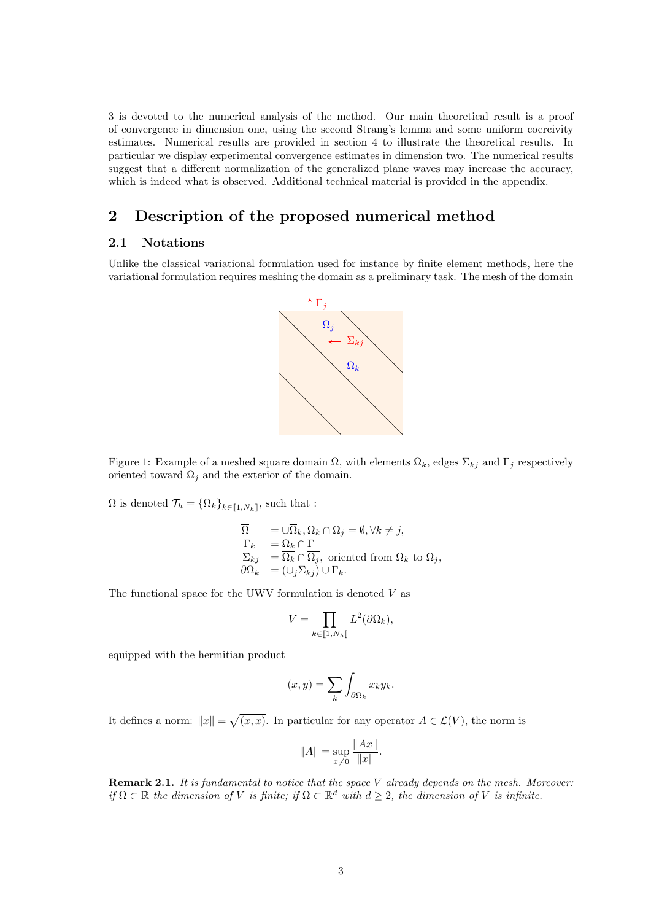3 is devoted to the numerical analysis of the method. Our main theoretical result is a proof of convergence in dimension one, using the second Strang's lemma and some uniform coercivity estimates. Numerical results are provided in section 4 to illustrate the theoretical results. In particular we display experimental convergence estimates in dimension two. The numerical results suggest that a different normalization of the generalized plane waves may increase the accuracy, which is indeed what is observed. Additional technical material is provided in the appendix.

## 2 Description of the proposed numerical method

### 2.1 Notations

Unlike the classical variational formulation used for instance by finite element methods, here the variational formulation requires meshing the domain as a preliminary task. The mesh of the domain

Figure 1: Example of a meshed square domain $\Omega$, with elements $\Omega_k$, edges $\Sigma_{kj}$ and $\Gamma_j$ respectively oriented toward $\Omega_j$ and the exterior of the domain.

$\Omega$ is denoted $\mathcal{T}_h = \{\Omega_k\}_{k \in [\![1, N_h]\!]}$, such that :

$$
\begin{array}{ll}
\overline{\Omega} & = \cup \overline{\Omega}_k, \Omega_k \cap \Omega_j = \emptyset, \forall k \neq j, \\
\Gamma_k & = \overline{\Omega}_k \cap \Gamma \\
\Sigma_{kj} & = \overline{\Omega_k} \cap \overline{\Omega_j}, \text{ oriented from } \Omega_k \text{ to } \Omega_j, \\
\partial\Omega_k & = (\cup_j \Sigma_{kj}) \cup \Gamma_k.
\end{array}
$$

The functional space for the UWV formulation is denoted $V$ as

$$
V = \prod_{k \in [\![1, N_h]\!]} L^2(\partial\Omega_k),
$$

equipped with the hermitian product

$$
(x, y) = \sum_k \int_{\partial\Omega_k} x_k \overline{y_k}.
$$

It defines a norm: $\|x\| = \sqrt{(x, x)}$. In particular for any operator $A \in \mathcal{L}(V)$, the norm is

$$
\|A\| = \sup_{x \neq 0} \frac{\|Ax\|}{\|x\|}.
$$

**Remark 2.1.** *It is fundamental to notice that the space $V$ already depends on the mesh. Moreover: if $\Omega \subset \mathbb{R}$ the dimension of $V$ is finite; if $\Omega \subset \mathbb{R}^d$ with $d \geq 2$, the dimension of $V$ is infinite.*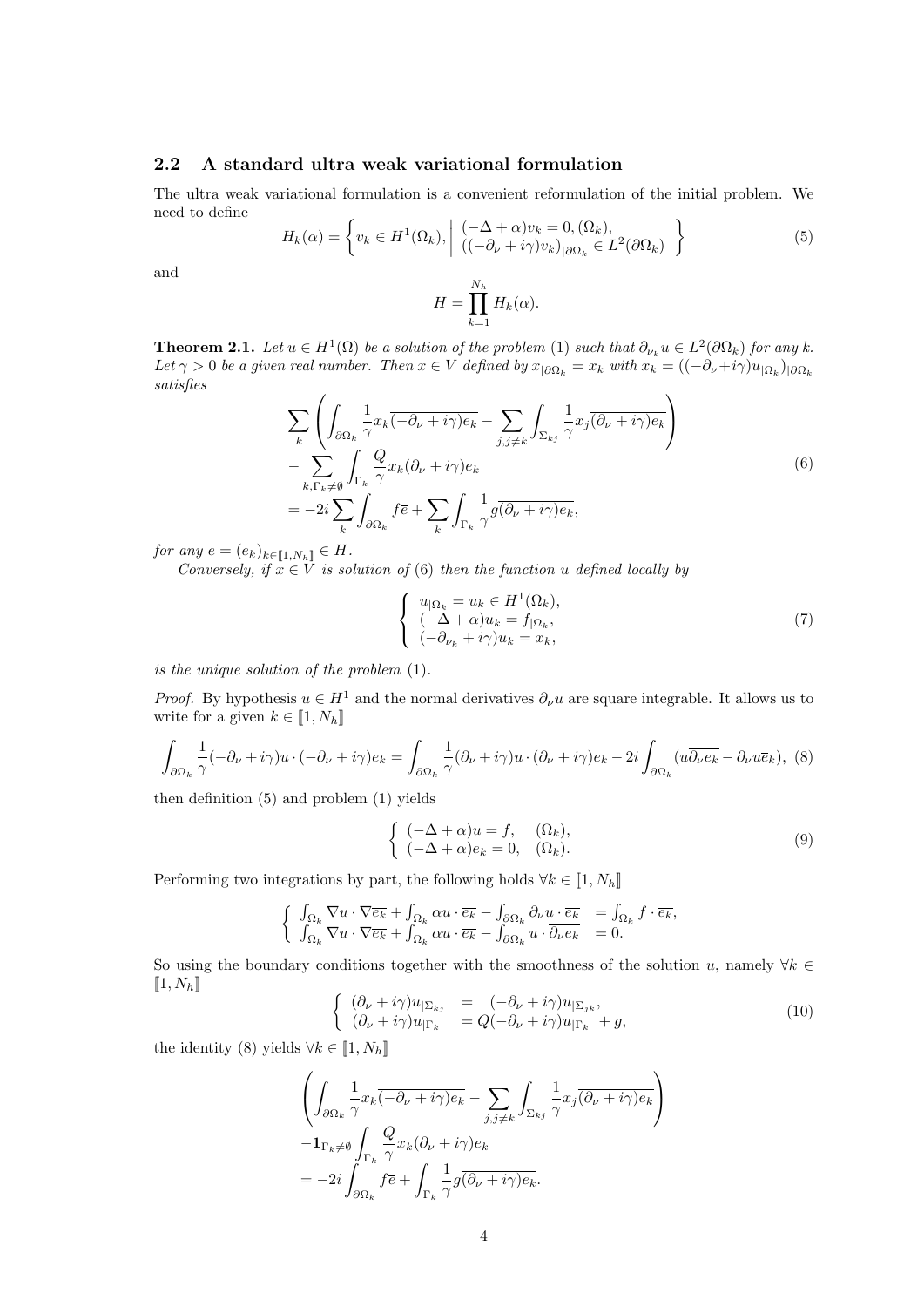## 2.2 A standard ultra weak variational formulation

The ultra weak variational formulation is a convenient reformulation of the initial problem. We need to define

$$H_k(\alpha) = \left\{ v_k \in H^1(\Omega_k), \middle| \begin{array}{l} (-\Delta + \alpha)v_k = 0, (\Omega_k), \\ ((-\partial_\nu + i\gamma)v_k)_{|\partial\Omega_k} \in L^2(\partial\Omega_k) \end{array} \right\} \tag{5}$$

and

$$H = \prod_{k=1}^{N_h} H_k(\alpha).$$

**Theorem 2.1.** *Let $u \in H^1(\Omega)$ be a solution of the problem (1) such that $\partial_{\nu_k} u \in L^2(\partial\Omega_k)$ for any $k$. Let $\gamma > 0$ be a given real number. Then $x \in V$ defined by $x_{|\partial\Omega_k} = x_k$ with $x_k = ((-\partial_\nu + i\gamma)u_{|\Omega_k})_{|\partial\Omega_k}$ satisfies*

$$\begin{aligned} &\sum_k \left( \int_{\partial\Omega_k} \frac{1}{\gamma} x_k \overline{(-\partial_\nu + i\gamma)e_k} - \sum_{j, j\neq k} \int_{\Sigma_{kj}} \frac{1}{\gamma} x_j \overline{(\partial_\nu + i\gamma)e_k} \right) \\ &- \sum_{k, \Gamma_k \neq \emptyset} \int_{\Gamma_k} \frac{Q}{\gamma} x_k \overline{(\partial_\nu + i\gamma)e_k} \\ &= -2i \sum_k \int_{\partial\Omega_k} f\overline{e} + \sum_k \int_{\Gamma_k} \frac{1}{\gamma} g \overline{(\partial_\nu + i\gamma)e_k}, \end{aligned} \tag{6}$$

*for any $e = (e_k)_{k \in [\![1,N_h]\!]} \in H$.*

*Conversely, if $x \in V$ is solution of (6) then the function $u$ defined locally by*

$$\left\{ \begin{array}{l} u_{|\Omega_k} = u_k \in H^1(\Omega_k), \\ (-\Delta + \alpha)u_k = f_{|\Omega_k}, \\ (-\partial_{\nu_k} + i\gamma)u_k = x_k, \end{array} \right. \tag{7}$$

*is the unique solution of the problem (1).*

*Proof.* By hypothesis $u \in H^1$ and the normal derivatives $\partial_\nu u$ are square integrable. It allows us to write for a given $k \in [\![1, N_h]\!]$

$$\int_{\partial\Omega_k} \frac{1}{\gamma}(-\partial_\nu + i\gamma)u \cdot \overline{(-\partial_\nu + i\gamma)e_k} = \int_{\partial\Omega_k} \frac{1}{\gamma}(\partial_\nu + i\gamma)u \cdot \overline{(\partial_\nu + i\gamma)e_k} - 2i \int_{\partial\Omega_k} (u\overline{\partial_\nu e_k} - \partial_\nu u \overline{e}_k), \tag{8}$$

then definition (5) and problem (1) yields

$$\left\{ \begin{array}{ll} (-\Delta + \alpha)u = f, & (\Omega_k), \\ (-\Delta + \alpha)e_k = 0, & (\Omega_k). \end{array} \right. \tag{9}$$

Performing two integrations by part, the following holds $\forall k \in [\![1, N_h]\!]$

$$\left\{ \begin{array}{ll} \int_{\Omega_k} \nabla u \cdot \nabla\overline{e_k} + \int_{\Omega_k} \alpha u \cdot \overline{e_k} - \int_{\partial\Omega_k} \partial_\nu u \cdot \overline{e_k} & = \int_{\Omega_k} f \cdot \overline{e_k}, \\ \int_{\Omega_k} \nabla u \cdot \nabla\overline{e_k} + \int_{\Omega_k} \alpha u \cdot \overline{e_k} - \int_{\partial\Omega_k} u \cdot \overline{\partial_\nu e_k} & = 0. \end{array} \right.$$

So using the boundary conditions together with the smoothness of the solution $u$, namely $\forall k \in [\![1, N_h]\!]$

$$\left\{ \begin{array}{lll} (\partial_\nu + i\gamma)u_{|\Sigma_{kj}} & = & (-\partial_\nu + i\gamma)u_{|\Sigma_{jk}}, \\ (\partial_\nu + i\gamma)u_{|\Gamma_k} & = & Q(-\partial_\nu + i\gamma)u_{|\Gamma_k} + g, \end{array} \right. \tag{10}$$

the identity (8) yields $\forall k \in [\![1, N_h]\!]$

$$\begin{aligned} &\left( \int_{\partial\Omega_k} \frac{1}{\gamma} x_k \overline{(-\partial_\nu + i\gamma)e_k} - \sum_{j, j\neq k} \int_{\Sigma_{kj}} \frac{1}{\gamma} x_j \overline{(\partial_\nu + i\gamma)e_k} \right) \\ &- \mathbf{1}_{\Gamma_k \neq \emptyset} \int_{\Gamma_k} \frac{Q}{\gamma} x_k \overline{(\partial_\nu + i\gamma)e_k} \\ &= -2i \int_{\partial\Omega_k} f\overline{e} + \int_{\Gamma_k} \frac{1}{\gamma} g \overline{(\partial_\nu + i\gamma)e_k}. \end{aligned}$$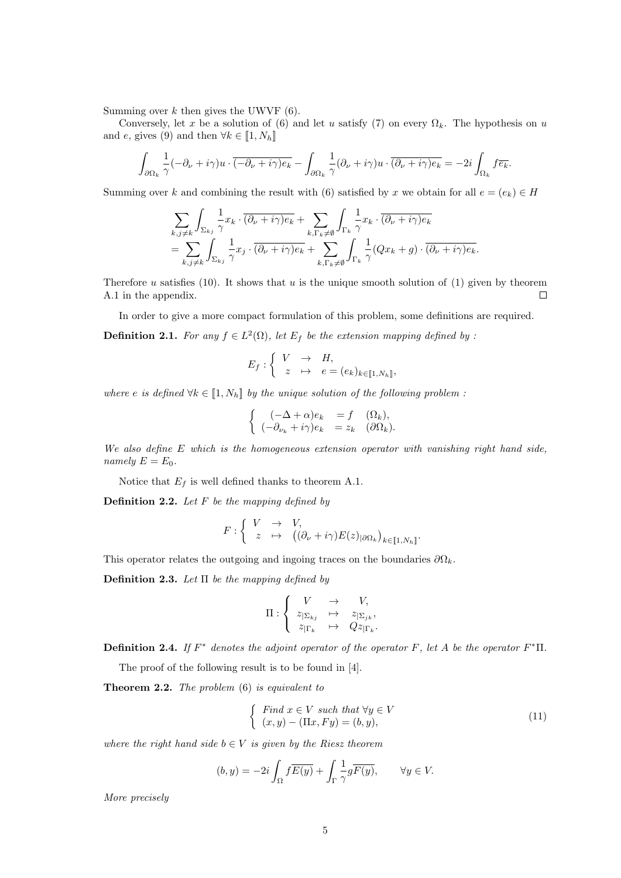Summing over $k$ then gives the UWVF (6).

Conversely, let $x$ be a solution of (6) and let $u$ satisfy (7) on every $\Omega_k$. The hypothesis on $u$ and $e$, gives (9) and then $\forall k \in [\![1, N_h]\!]$

$$\int_{\partial\Omega_k} \frac{1}{\gamma}(-\partial_\nu + i\gamma)u \cdot \overline{(-\partial_\nu + i\gamma)e_k} - \int_{\partial\Omega_k} \frac{1}{\gamma}(\partial_\nu + i\gamma)u \cdot \overline{(\partial_\nu + i\gamma)e_k} = -2i \int_{\Omega_k} f\overline{e_k}.$$

Summing over $k$ and combining the result with (6) satisfied by $x$ we obtain for all $e = (e_k) \in H$

$$\begin{aligned}
&\sum_{k,j\neq k} \int_{\Sigma_{kj}} \frac{1}{\gamma} x_k \cdot \overline{(\partial_\nu + i\gamma)e_k} + \sum_{k,\Gamma_k\neq\emptyset} \int_{\Gamma_k} \frac{1}{\gamma} x_k \cdot \overline{(\partial_\nu + i\gamma)e_k} \\
&= \sum_{k,j\neq k} \int_{\Sigma_{kj}} \frac{1}{\gamma} x_j \cdot \overline{(\partial_\nu + i\gamma)e_k} + \sum_{k,\Gamma_k\neq\emptyset} \int_{\Gamma_k} \frac{1}{\gamma}(Qx_k + g) \cdot \overline{(\partial_\nu + i\gamma)e_k}.
\end{aligned}$$

Therefore $u$ satisfies (10). It shows that $u$ is the unique smooth solution of (1) given by theorem A.1 in the appendix. □

In order to give a more compact formulation of this problem, some definitions are required.

**Definition 2.1.** *For any $f \in L^2(\Omega)$, let $E_f$ be the extension mapping defined by :*

$$E_f : \left\{ \begin{array}{rcl} V & \to & H, \\ z & \mapsto & e = (e_k)_{k\in[\![1,N_h]\!]}, \end{array} \right.$$

*where $e$ is defined $\forall k \in [\![1, N_h]\!]$ by the unique solution of the following problem :*

$$\left\{ \begin{array}{rcll} (-\Delta + \alpha)e_k & = f & (\Omega_k), \\ (-\partial_{\nu_k} + i\gamma)e_k & = z_k & (\partial\Omega_k). \end{array} \right.$$

*We also define $E$ which is the homogeneous extension operator with vanishing right hand side, namely $E = E_0$.*

Notice that $E_f$ is well defined thanks to theorem A.1.

**Definition 2.2.** *Let $F$ be the mapping defined by*

$$F : \left\{ \begin{array}{rcl} V & \to & V, \\ z & \mapsto & \left((\partial_\nu + i\gamma)E(z)_{|\partial\Omega_k}\right)_{k\in[\![1,N_h]\!]}. \end{array} \right.$$

This operator relates the outgoing and ingoing traces on the boundaries $\partial\Omega_k$.

**Definition 2.3.** *Let $\Pi$ be the mapping defined by*

$$\Pi : \left\{ \begin{array}{rcl} V & \to & V, \\ z_{|\Sigma_{kj}} & \mapsto & z_{|\Sigma_{jk}}, \\ z_{|\Gamma_k} & \mapsto & Qz_{|\Gamma_k}. \end{array} \right.$$

**Definition 2.4.** *If $F^*$ denotes the adjoint operator of the operator $F$, let $A$ be the operator $F^*\Pi$.*

The proof of the following result is to be found in [4].

**Theorem 2.2.** *The problem (6) is equivalent to*

$$\left\{ \begin{array}{l} \text{Find } x \in V \text{ such that } \forall y \in V \\ (x, y) - (\Pi x, Fy) = (b, y), \end{array} \right. \tag{11}$$

*where the right hand side $b \in V$ is given by the Riesz theorem*

$$(b, y) = -2i \int_\Omega f\overline{E(y)} + \int_\Gamma \frac{1}{\gamma} g\overline{F(y)}, \qquad \forall y \in V.$$

*More precisely*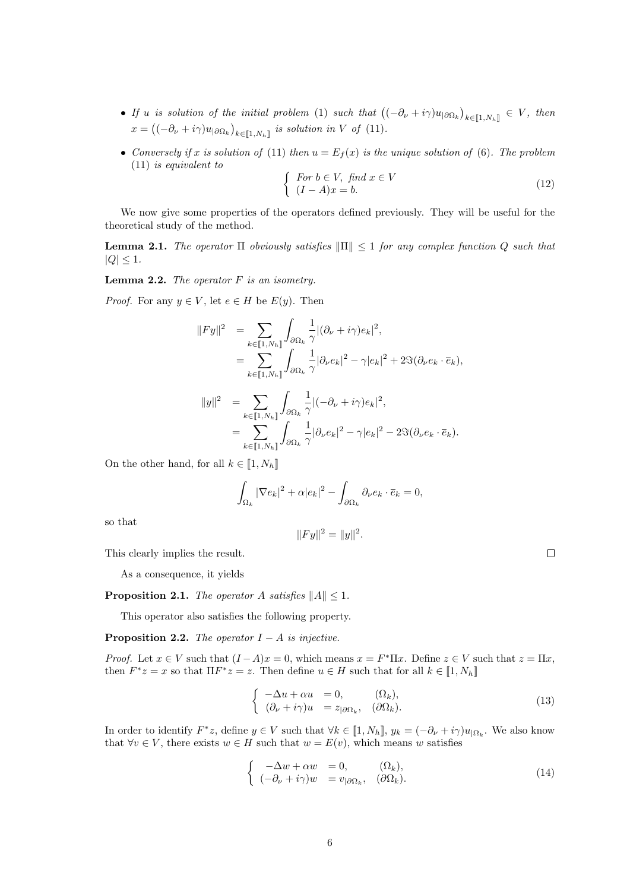- *If $u$ is solution of the initial problem* (1) *such that* $\left((-\partial_\nu + i\gamma)u_{|\partial\Omega_k}\right)_{k\in[\![1,N_h]\!]} \in V$, *then* $x = \left((-\partial_\nu + i\gamma)u_{|\partial\Omega_k}\right)_{k\in[\![1,N_h]\!]}$ *is solution in* $V$ *of* (11).
- *Conversely if* $x$ *is solution of* (11) *then* $u = E_f(x)$ *is the unique solution of* (6). *The problem* (11) *is equivalent to*

$$\left\{ \begin{array}{l} \text{For } b \in V, \text{ find } x \in V \\ (I - A)x = b. \end{array} \right. \tag{12}$$

We now give some properties of the operators defined previously. They will be useful for the theoretical study of the method.

**Lemma 2.1.** *The operator* $\Pi$ *obviously satisfies* $\|\Pi\| \leq 1$ *for any complex function* $Q$ *such that* $|Q| \leq 1$.

**Lemma 2.2.** *The operator* $F$ *is an isometry.*

*Proof.* For any $y \in V$, let $e \in H$ be $E(y)$. Then

$$\begin{aligned} \|Fy\|^2 &= \sum_{k\in[\![1,N_h]\!]} \int_{\partial\Omega_k} \frac{1}{\gamma}|(\partial_\nu + i\gamma)e_k|^2, \\ &= \sum_{k\in[\![1,N_h]\!]} \int_{\partial\Omega_k} \frac{1}{\gamma}|\partial_\nu e_k|^2 - \gamma|e_k|^2 + 2\Im(\partial_\nu e_k \cdot \overline{e}_k), \end{aligned}$$

$$\begin{aligned} \|y\|^2 &= \sum_{k\in[\![1,N_h]\!]} \int_{\partial\Omega_k} \frac{1}{\gamma}|(-\partial_\nu + i\gamma)e_k|^2, \\ &= \sum_{k\in[\![1,N_h]\!]} \int_{\partial\Omega_k} \frac{1}{\gamma}|\partial_\nu e_k|^2 - \gamma|e_k|^2 - 2\Im(\partial_\nu e_k \cdot \overline{e}_k). \end{aligned}$$

On the other hand, for all $k \in [\![1, N_h]\!]$

$$\int_{\Omega_k} |\nabla e_k|^2 + \alpha|e_k|^2 - \int_{\partial\Omega_k} \partial_\nu e_k \cdot \overline{e}_k = 0,$$

so that

$$\|Fy\|^2 = \|y\|^2.$$

This clearly implies the result. ∎

As a consequence, it yields

**Proposition 2.1.** *The operator* $A$ *satisfies* $\|A\| \leq 1$.

This operator also satisfies the following property.

**Proposition 2.2.** *The operator* $I - A$ *is injective.*

*Proof.* Let $x \in V$ such that $(I - A)x = 0$, which means $x = F^*\Pi x$. Define $z \in V$ such that $z = \Pi x$, then $F^*z = x$ so that $\Pi F^* z = z$. Then define $u \in H$ such that for all $k \in [\![1, N_h]\!]$

$$\left\{ \begin{array}{lll} -\Delta u + \alpha u &= 0, & (\Omega_k), \\ (\partial_\nu + i\gamma)u &= z_{|\partial\Omega_k}, & (\partial\Omega_k). \end{array} \right. \tag{13}$$

In order to identify $F^*z$, define $y \in V$ such that $\forall k \in [\![1, N_h]\!]$, $y_k = (-\partial_\nu + i\gamma)u_{|\Omega_k}$. We also know that $\forall v \in V$, there exists $w \in H$ such that $w = E(v)$, which means $w$ satisfies

$$\left\{ \begin{array}{lll} -\Delta w + \alpha w &= 0, & (\Omega_k), \\ (-\partial_\nu + i\gamma)w &= v_{|\partial\Omega_k}, & (\partial\Omega_k). \end{array} \right. \tag{14}$$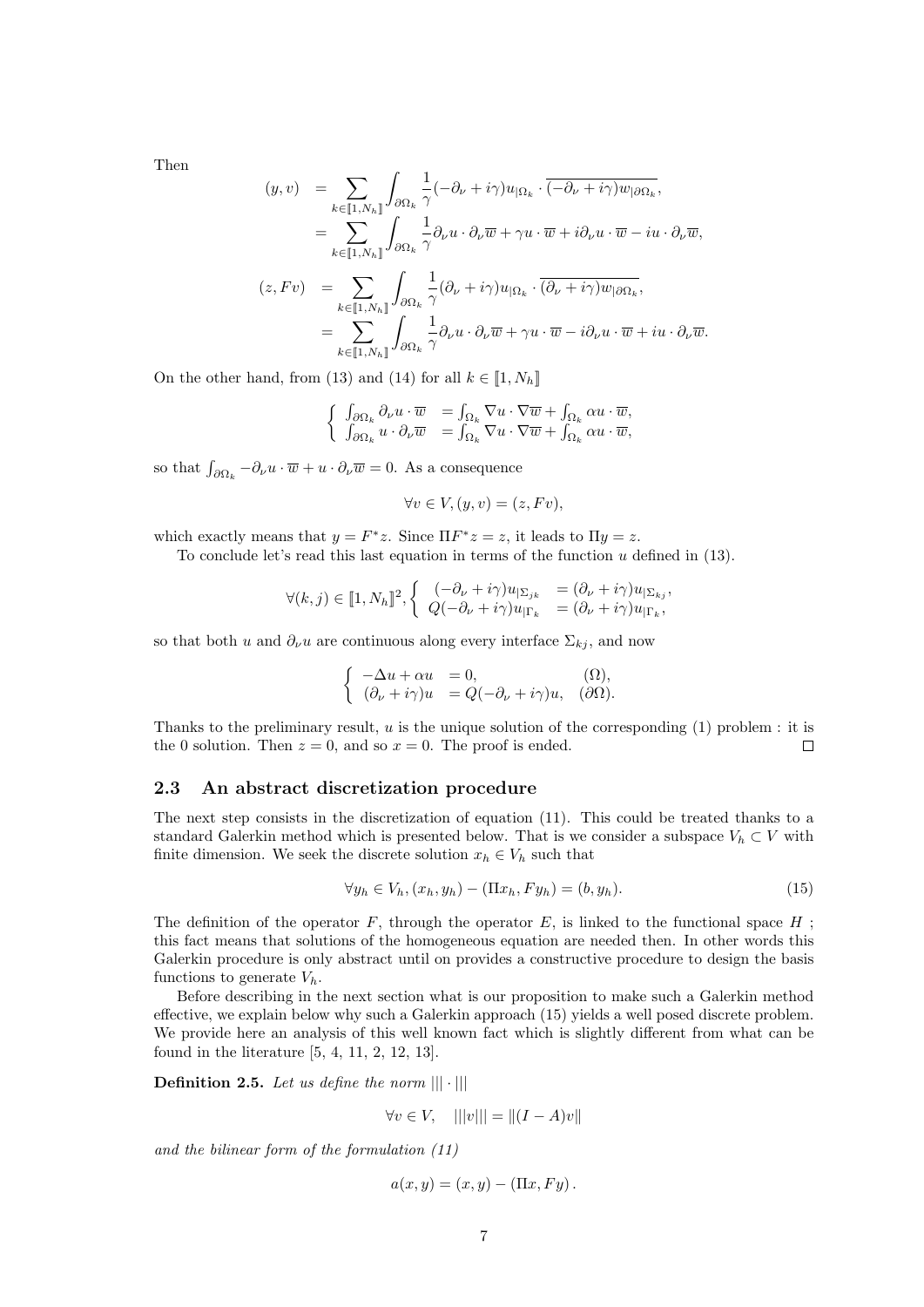Then

$$
\begin{aligned}
(y, v) &= \sum_{k \in [\![1, N_h]\!]} \int_{\partial\Omega_k} \frac{1}{\gamma} (-\partial_\nu + i\gamma) u_{|\Omega_k} \cdot \overline{(-\partial_\nu + i\gamma) w_{|\partial\Omega_k}}, \\
&= \sum_{k \in [\![1, N_h]\!]} \int_{\partial\Omega_k} \frac{1}{\gamma} \partial_\nu u \cdot \partial_\nu \overline{w} + \gamma u \cdot \overline{w} + i \partial_\nu u \cdot \overline{w} - i u \cdot \partial_\nu \overline{w}, \\
(z, Fv) &= \sum_{k \in [\![1, N_h]\!]} \int_{\partial\Omega_k} \frac{1}{\gamma} (\partial_\nu + i\gamma) u_{|\Omega_k} \cdot \overline{(\partial_\nu + i\gamma) w_{|\partial\Omega_k}}, \\
&= \sum_{k \in [\![1, N_h]\!]} \int_{\partial\Omega_k} \frac{1}{\gamma} \partial_\nu u \cdot \partial_\nu \overline{w} + \gamma u \cdot \overline{w} - i \partial_\nu u \cdot \overline{w} + i u \cdot \partial_\nu \overline{w}.
\end{aligned}
$$

On the other hand, from (13) and (14) for all $k \in [\![1, N_h]\!]$

$$
\begin{cases}
\int_{\partial\Omega_k} \partial_\nu u \cdot \overline{w} &= \int_{\Omega_k} \nabla u \cdot \nabla \overline{w} + \int_{\Omega_k} \alpha u \cdot \overline{w}, \\
\int_{\partial\Omega_k} u \cdot \partial_\nu \overline{w} &= \int_{\Omega_k} \nabla u \cdot \nabla \overline{w} + \int_{\Omega_k} \alpha u \cdot \overline{w},
\end{cases}
$$

so that $\int_{\partial\Omega_k} -\partial_\nu u \cdot \overline{w} + u \cdot \partial_\nu \overline{w} = 0$. As a consequence

$$
\forall v \in V, (y, v) = (z, Fv),
$$

which exactly means that $y = F^* z$. Since $\Pi F^* z = z$, it leads to $\Pi y = z$.

To conclude let's read this last equation in terms of the function $u$ defined in (13).

$$
\forall (k, j) \in [\![1, N_h]\!]^2, \begin{cases}
(-\partial_\nu + i\gamma) u_{|\Sigma_{jk}} &= (\partial_\nu + i\gamma) u_{|\Sigma_{kj}}, \\
Q(-\partial_\nu + i\gamma) u_{|\Gamma_k} &= (\partial_\nu + i\gamma) u_{|\Gamma_k},
\end{cases}
$$

so that both $u$ and $\partial_\nu u$ are continuous along every interface $\Sigma_{kj}$, and now

$$
\begin{cases}
-\Delta u + \alpha u &= 0, & (\Omega), \\
(\partial_\nu + i\gamma) u &= Q(-\partial_\nu + i\gamma) u, & (\partial\Omega).
\end{cases}
$$

Thanks to the preliminary result, $u$ is the unique solution of the corresponding (1) problem : it is the 0 solution. Then $z = 0$, and so $x = 0$. The proof is ended. $\square$

## 2.3 An abstract discretization procedure

The next step consists in the discretization of equation (11). This could be treated thanks to a standard Galerkin method which is presented below. That is we consider a subspace $V_h \subset V$ with finite dimension. We seek the discrete solution $x_h \in V_h$ such that

$$
\forall y_h \in V_h, (x_h, y_h) - (\Pi x_h, F y_h) = (b, y_h). \tag{15}
$$

The definition of the operator $F$, through the operator $E$, is linked to the functional space $H$ ; this fact means that solutions of the homogeneous equation are needed then. In other words this Galerkin procedure is only abstract until on provides a constructive procedure to design the basis functions to generate $V_h$.

Before describing in the next section what is our proposition to make such a Galerkin method effective, we explain below why such a Galerkin approach (15) yields a well posed discrete problem. We provide here an analysis of this well known fact which is slightly different from what can be found in the literature [5, 4, 11, 2, 12, 13].

**Definition 2.5.** *Let us define the norm* $|||\cdot|||$

$$
\forall v \in V, \quad |||v||| = \|(I - A)v\|
$$

*and the bilinear form of the formulation (11)*

$$
a(x, y) = (x, y) - (\Pi x, F y).
$$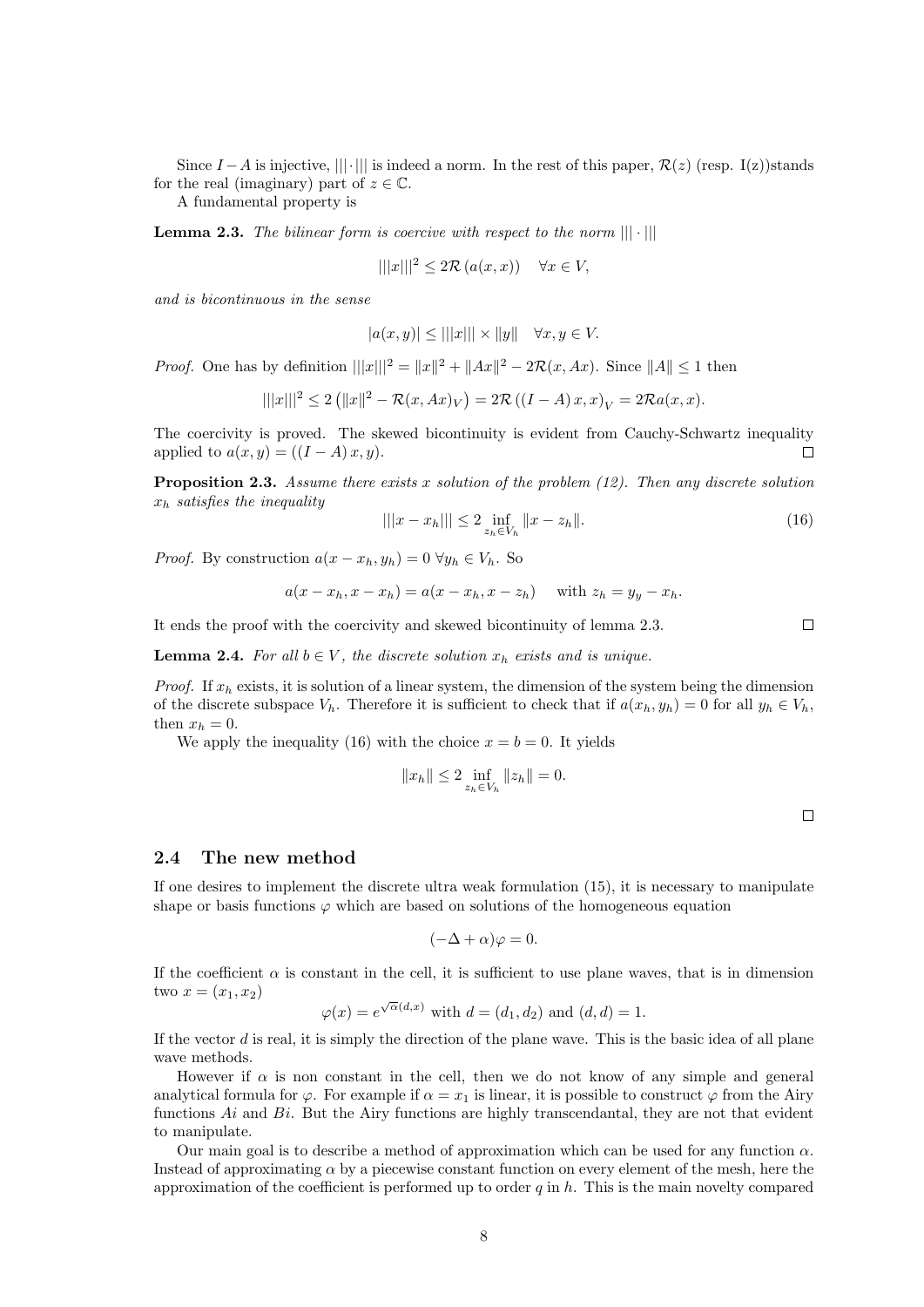Since $I-A$ is injective, $|||\cdot|||$ is indeed a norm. In the rest of this paper, $\mathcal{R}(z)$ (resp. I(z))stands for the real (imaginary) part of $z \in \mathbb{C}$.

A fundamental property is

**Lemma 2.3.** *The bilinear form is coercive with respect to the norm $|||\cdot|||$*

$$|||x|||^2 \leq 2\mathcal{R}\left(a(x,x)\right) \quad \forall x \in V,$$

*and is bicontinuous in the sense*

$$|a(x,y)| \leq |||x||| \times \|y\| \quad \forall x, y \in V.$$

*Proof.* One has by definition $|||x|||^2 = \|x\|^2 + \|Ax\|^2 - 2\mathcal{R}(x, Ax)$. Since $\|A\| \leq 1$ then

$$|||x|||^2 \leq 2\left(\|x\|^2 - \mathcal{R}(x, Ax)_V\right) = 2\mathcal{R}\left(\left(I-A\right)x, x\right)_V = 2\mathcal{R}a(x,x).$$

The coercivity is proved. The skewed bicontinuity is evident from Cauchy-Schwartz inequality applied to $a(x,y) = \left(\left(I-A\right)x, y\right)$. ☐

**Proposition 2.3.** *Assume there exists $x$ solution of the problem (12). Then any discrete solution $x_h$ satisfies the inequality*

$$|||x - x_h||| \leq 2 \inf_{z_h \in V_h} \|x - z_h\|. \tag{16}$$

*Proof.* By construction $a(x - x_h, y_h) = 0 \ \forall y_h \in V_h$. So

$$a(x - x_h, x - x_h) = a(x - x_h, x - z_h) \quad \text{ with } z_h = y_y - x_h.$$

It ends the proof with the coercivity and skewed bicontinuity of lemma 2.3. ☐

**Lemma 2.4.** *For all $b \in V$, the discrete solution $x_h$ exists and is unique.*

*Proof.* If $x_h$ exists, it is solution of a linear system, the dimension of the system being the dimension of the discrete subspace $V_h$. Therefore it is sufficient to check that if $a(x_h, y_h) = 0$ for all $y_h \in V_h$, then $x_h = 0$.

We apply the inequality (16) with the choice $x = b = 0$. It yields

$$\|x_h\| \leq 2 \inf_{z_h \in V_h} \|z_h\| = 0.$$

☐

## 2.4 The new method

If one desires to implement the discrete ultra weak formulation (15), it is necessary to manipulate shape or basis functions $\varphi$ which are based on solutions of the homogeneous equation

$$(-\Delta + \alpha)\varphi = 0.$$

If the coefficient $\alpha$ is constant in the cell, it is sufficient to use plane waves, that is in dimension two $x = (x_1, x_2)$

$$\varphi(x) = e^{\sqrt{\alpha}(d,x)} \text{ with } d = (d_1, d_2) \text{ and } (d,d) = 1.$$

If the vector $d$ is real, it is simply the direction of the plane wave. This is the basic idea of all plane wave methods.

However if $\alpha$ is non constant in the cell, then we do not know of any simple and general analytical formula for $\varphi$. For example if $\alpha = x_1$ is linear, it is possible to construct $\varphi$ from the Airy functions $Ai$ and $Bi$. But the Airy functions are highly transcendantal, they are not that evident to manipulate.

Our main goal is to describe a method of approximation which can be used for any function $\alpha$. Instead of approximating $\alpha$ by a piecewise constant function on every element of the mesh, here the approximation of the coefficient is performed up to order $q$ in $h$. This is the main novelty compared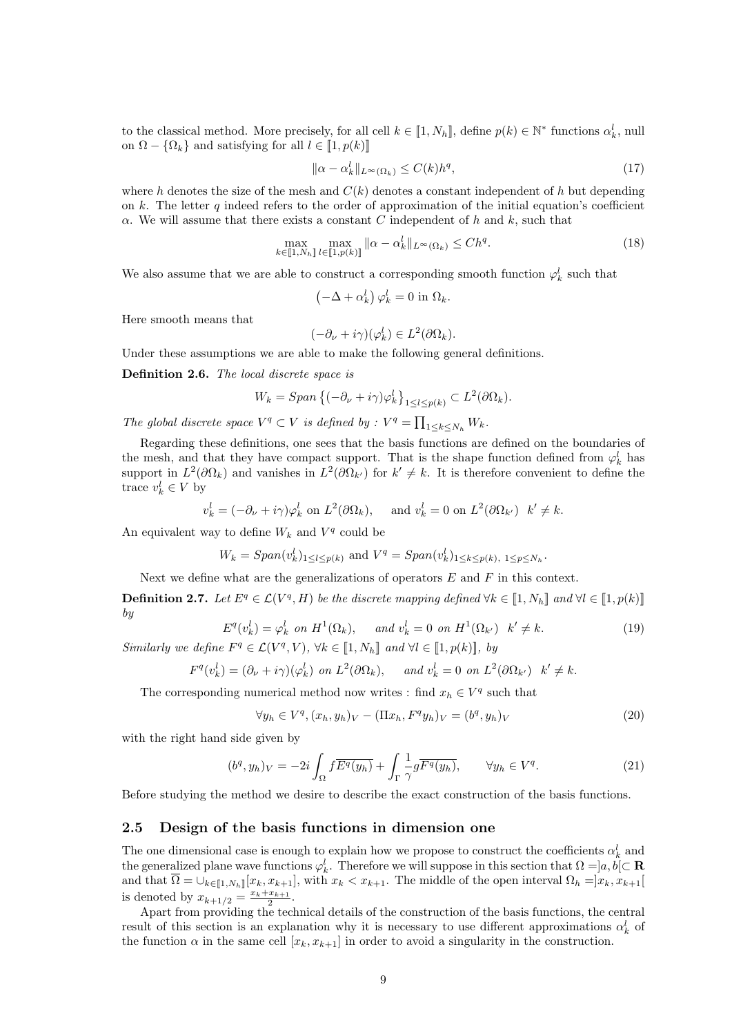to the classical method. More precisely, for all cell $k \in [\![1, N_h]\!]$, define $p(k) \in \mathbb{N}^*$ functions $\alpha_k^l$, null on $\Omega - \{\Omega_k\}$ and satisfying for all $l \in [\![1, p(k)]\!]$

$$\|\alpha - \alpha_k^l\|_{L^\infty(\Omega_k)} \leq C(k) h^q, \tag{17}$$

where $h$ denotes the size of the mesh and $C(k)$ denotes a constant independent of $h$ but depending on $k$. The letter $q$ indeed refers to the order of approximation of the initial equation's coefficient $\alpha$. We will assume that there exists a constant $C$ independent of $h$ and $k$, such that

$$\max_{k \in [\![1,N_h]\!]} \max_{l \in [\![1,p(k)]\!]} \|\alpha - \alpha_k^l\|_{L^\infty(\Omega_k)} \leq C h^q. \tag{18}$$

We also assume that we are able to construct a corresponding smooth function $\varphi_k^l$ such that

$$\left(-\Delta + \alpha_k^l\right) \varphi_k^l = 0 \text{ in } \Omega_k.$$

Here smooth means that

$$(-\partial_\nu + i\gamma)(\varphi_k^l) \in L^2(\partial\Omega_k).$$

Under these assumptions we are able to make the following general definitions.

**Definition 2.6.** *The local discrete space is*

$$W_k = Span \left\{(-\partial_\nu + i\gamma)\varphi_k^l\right\}_{1 \leq l \leq p(k)} \subset L^2(\partial\Omega_k).$$

*The global discrete space $V^q \subset V$ is defined by : $V^q = \prod_{1 \leq k \leq N_h} W_k$.*

Regarding these definitions, one sees that the basis functions are defined on the boundaries of the mesh, and that they have compact support. That is the shape function defined from $\varphi_k^l$ has support in $L^2(\partial\Omega_k)$ and vanishes in $L^2(\partial\Omega_{k'})$ for $k' \neq k$. It is therefore convenient to define the trace $v_k^l \in V$ by

$$v_k^l = (-\partial_\nu + i\gamma)\varphi_k^l \text{ on } L^2(\partial\Omega_k), \quad \text{ and } v_k^l = 0 \text{ on } L^2(\partial\Omega_{k'}) \ \ k' \neq k.$$

An equivalent way to define $W_k$ and $V^q$ could be

$$W_k = Span(v_k^l)_{1 \leq l \leq p(k)} \text{ and } V^q = Span(v_k^l)_{1 \leq k \leq p(k),\ 1 \leq p \leq N_h}.$$

Next we define what are the generalizations of operators $E$ and $F$ in this context.

**Definition 2.7.** *Let $E^q \in \mathcal{L}(V^q, H)$ be the discrete mapping defined $\forall k \in [\![1, N_h]\!]$ and $\forall l \in [\![1, p(k)]\!]$ by*

$$E^q(v_k^l) = \varphi_k^l \ \text{ on } H^1(\Omega_k), \quad \text{ and } v_k^l = 0 \ \text{ on } H^1(\Omega_{k'}) \ \ k' \neq k. \tag{19}$$

*Similarly we define $F^q \in \mathcal{L}(V^q, V)$, $\forall k \in [\![1, N_h]\!]$ and $\forall l \in [\![1, p(k)]\!]$, by*

$$F^q(v_k^l) = (\partial_\nu + i\gamma)(\varphi_k^l) \ \text{ on } L^2(\partial\Omega_k), \quad \text{ and } v_k^l = 0 \ \text{ on } L^2(\partial\Omega_{k'}) \ \ k' \neq k.$$

The corresponding numerical method now writes : find $x_h \in V^q$ such that

$$\forall y_h \in V^q, (x_h, y_h)_V - (\Pi x_h, F^q y_h)_V = (b^q, y_h)_V \tag{20}$$

with the right hand side given by

$$(b^q, y_h)_V = -2i \int_\Omega f \overline{E^q(y_h)} + \int_\Gamma \frac{1}{\gamma} g \overline{F^q(y_h)}, \qquad \forall y_h \in V^q. \tag{21}$$

Before studying the method we desire to describe the exact construction of the basis functions.

## 2.5 Design of the basis functions in dimension one

The one dimensional case is enough to explain how we propose to construct the coefficients $\alpha_k^l$ and the generalized plane wave functions $\varphi_k^l$. Therefore we will suppose in this section that $\Omega = ]a, b[ \subset \mathbf{R}$ and that $\overline{\Omega} = \cup_{k \in [\![1,N_h]\!]} [x_k, x_{k+1}]$, with $x_k < x_{k+1}$. The middle of the open interval $\Omega_h = ]x_k, x_{k+1}[$ is denoted by $x_{k+1/2} = \frac{x_k + x_{k+1}}{2}$.

Apart from providing the technical details of the construction of the basis functions, the central result of this section is an explanation why it is necessary to use different approximations $\alpha_k^l$ of the function $\alpha$ in the same cell $[x_k, x_{k+1}]$ in order to avoid a singularity in the construction.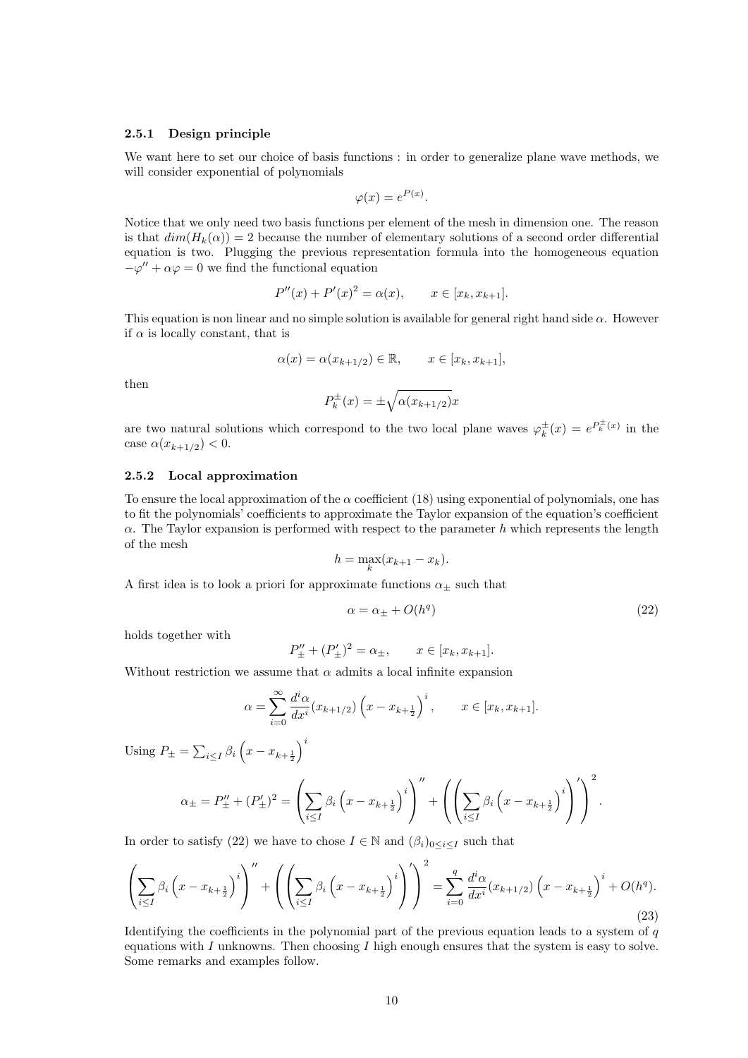### 2.5.1 Design principle

We want here to set our choice of basis functions : in order to generalize plane wave methods, we will consider exponential of polynomials

$$\varphi(x) = e^{P(x)}.$$

Notice that we only need two basis functions per element of the mesh in dimension one. The reason is that $dim(H_k(\alpha)) = 2$ because the number of elementary solutions of a second order differential equation is two. Plugging the previous representation formula into the homogeneous equation $-\varphi'' + \alpha\varphi = 0$ we find the functional equation

$$P''(x) + P'(x)^2 = \alpha(x), \qquad x \in [x_k, x_{k+1}].$$

This equation is non linear and no simple solution is available for general right hand side $\alpha$. However if $\alpha$ is locally constant, that is

$$\alpha(x) = \alpha(x_{k+1/2}) \in \mathbb{R}, \qquad x \in [x_k, x_{k+1}],$$

then

$$P_k^{\pm}(x) = \pm\sqrt{\alpha(x_{k+1/2})}x$$

are two natural solutions which correspond to the two local plane waves $\varphi_k^{\pm}(x) = e^{P_k^{\pm}(x)}$ in the case $\alpha(x_{k+1/2}) < 0$.

### 2.5.2 Local approximation

To ensure the local approximation of the $\alpha$ coefficient (18) using exponential of polynomials, one has to fit the polynomials' coefficients to approximate the Taylor expansion of the equation's coefficient $\alpha$. The Taylor expansion is performed with respect to the parameter $h$ which represents the length of the mesh

$$h = \max_k (x_{k+1} - x_k).$$

A first idea is to look a priori for approximate functions $\alpha_{\pm}$ such that

$$\alpha = \alpha_{\pm} + O(h^q) \tag{22}$$

holds together with

$$P_{\pm}'' + (P_{\pm}')^2 = \alpha_{\pm}, \qquad x \in [x_k, x_{k+1}].$$

Without restriction we assume that $\alpha$ admits a local infinite expansion

$$\alpha = \sum_{i=0}^{\infty} \frac{d^i\alpha}{dx^i}(x_{k+1/2})\left(x - x_{k+\frac{1}{2}}\right)^i, \qquad x \in [x_k, x_{k+1}].$$

Using $P_{\pm} = \sum_{i \le I} \beta_i \left(x - x_{k+\frac{1}{2}}\right)^i$

$$\alpha_{\pm} = P_{\pm}'' + (P_{\pm}')^2 = \left(\sum_{i \le I} \beta_i \left(x - x_{k+\frac{1}{2}}\right)^i\right)'' + \left(\left(\sum_{i \le I} \beta_i \left(x - x_{k+\frac{1}{2}}\right)^i\right)'\right)^2.$$

In order to satisfy (22) we have to chose $I \in \mathbb{N}$ and $(\beta_i)_{0 \le i \le I}$ such that

$$\left(\sum_{i \le I} \beta_i \left(x - x_{k+\frac{1}{2}}\right)^i\right)'' + \left(\left(\sum_{i \le I} \beta_i \left(x - x_{k+\frac{1}{2}}\right)^i\right)'\right)^2 = \sum_{i=0}^{q} \frac{d^i\alpha}{dx^i}(x_{k+1/2})\left(x - x_{k+\frac{1}{2}}\right)^i + O(h^q). \tag{23}$$

Identifying the coefficients in the polynomial part of the previous equation leads to a system of $q$ equations with $I$ unknowns. Then choosing $I$ high enough ensures that the system is easy to solve. Some remarks and examples follow.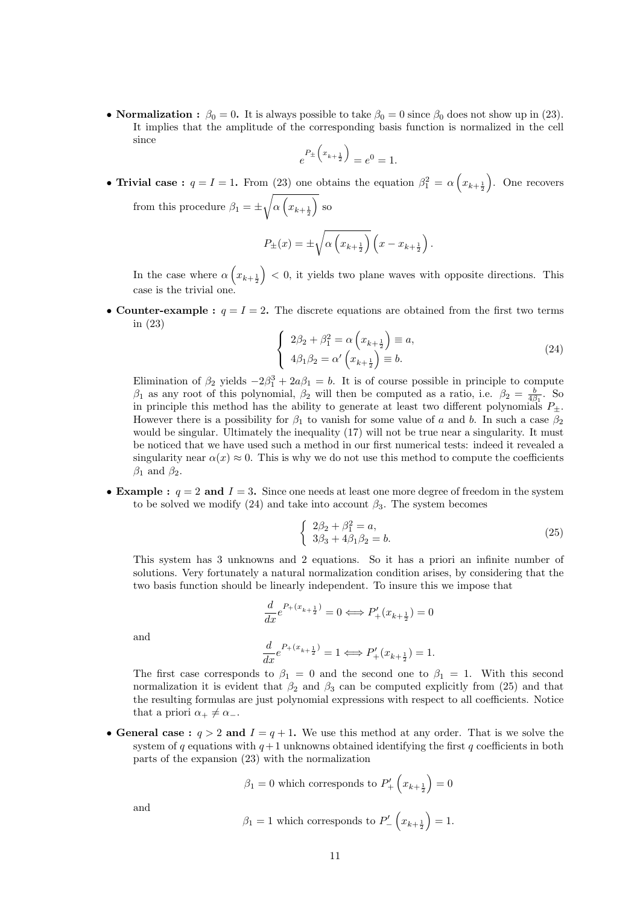- **Normalization : $\beta_0 = 0$.** It is always possible to take $\beta_0 = 0$ since $\beta_0$ does not show up in (23). It implies that the amplitude of the corresponding basis function is normalized in the cell since

$$e^{P_\pm\left(x_{k+\frac{1}{2}}\right)} = e^0 = 1.$$

- **Trivial case : $q = I = 1$.** From (23) one obtains the equation $\beta_1^2 = \alpha\left(x_{k+\frac{1}{2}}\right)$. One recovers from this procedure $\beta_1 = \pm\sqrt{\alpha\left(x_{k+\frac{1}{2}}\right)}$ so

$$P_\pm(x) = \pm\sqrt{\alpha\left(x_{k+\frac{1}{2}}\right)}\left(x - x_{k+\frac{1}{2}}\right).$$

In the case where $\alpha\left(x_{k+\frac{1}{2}}\right) < 0$, it yields two plane waves with opposite directions. This case is the trivial one.

- **Counter-example : $q = I = 2$.** The discrete equations are obtained from the first two terms in (23)

$$\left\{\begin{array}{l} 2\beta_2 + \beta_1^2 = \alpha\left(x_{k+\frac{1}{2}}\right) \equiv a, \\ 4\beta_1\beta_2 = \alpha'\left(x_{k+\frac{1}{2}}\right) \equiv b. \end{array}\right. \tag{24}$$

Elimination of $\beta_2$ yields $-2\beta_1^3 + 2a\beta_1 = b$. It is of course possible in principle to compute $\beta_1$ as any root of this polynomial, $\beta_2$ will then be computed as a ratio, i.e. $\beta_2 = \frac{b}{4\beta_1}$. So in principle this method has the ability to generate at least two different polynomials $P_\pm$. However there is a possibility for $\beta_1$ to vanish for some value of $a$ and $b$. In such a case $\beta_2$ would be singular. Ultimately the inequality (17) will not be true near a singularity. It must be noticed that we have used such a method in our first numerical tests: indeed it revealed a singularity near $\alpha(x) \approx 0$. This is why we do not use this method to compute the coefficients $\beta_1$ and $\beta_2$.

- **Example : $q = 2$ and $I = 3$.** Since one needs at least one more degree of freedom in the system to be solved we modify (24) and take into account $\beta_3$. The system becomes

$$\left\{\begin{array}{l} 2\beta_2 + \beta_1^2 = a, \\ 3\beta_3 + 4\beta_1\beta_2 = b. \end{array}\right. \tag{25}$$

This system has 3 unknowns and 2 equations. So it has a priori an infinite number of solutions. Very fortunately a natural normalization condition arises, by considering that the two basis function should be linearly independent. To insure this we impose that

$$\frac{d}{dx}e^{P_+(x_{k+\frac{1}{2}})} = 0 \Longleftrightarrow P_+'(x_{k+\frac{1}{2}}) = 0$$

and

$$\frac{d}{dx}e^{P_+(x_{k+\frac{1}{2}})} = 1 \Longleftrightarrow P_+'(x_{k+\frac{1}{2}}) = 1.$$

The first case corresponds to $\beta_1 = 0$ and the second one to $\beta_1 = 1$. With this second normalization it is evident that $\beta_2$ and $\beta_3$ can be computed explicitly from (25) and that the resulting formulas are just polynomial expressions with respect to all coefficients. Notice that a priori $\alpha_+ \neq \alpha_-$.

- **General case : $q > 2$ and $I = q + 1$.** We use this method at any order. That is we solve the system of $q$ equations with $q+1$ unknowns obtained identifying the first $q$ coefficients in both parts of the expansion (23) with the normalization

$$\beta_1 = 0 \text{ which corresponds to } P_+'\left(x_{k+\frac{1}{2}}\right) = 0$$

and

$$\beta_1 = 1 \text{ which corresponds to } P_-'\left(x_{k+\frac{1}{2}}\right) = 1.$$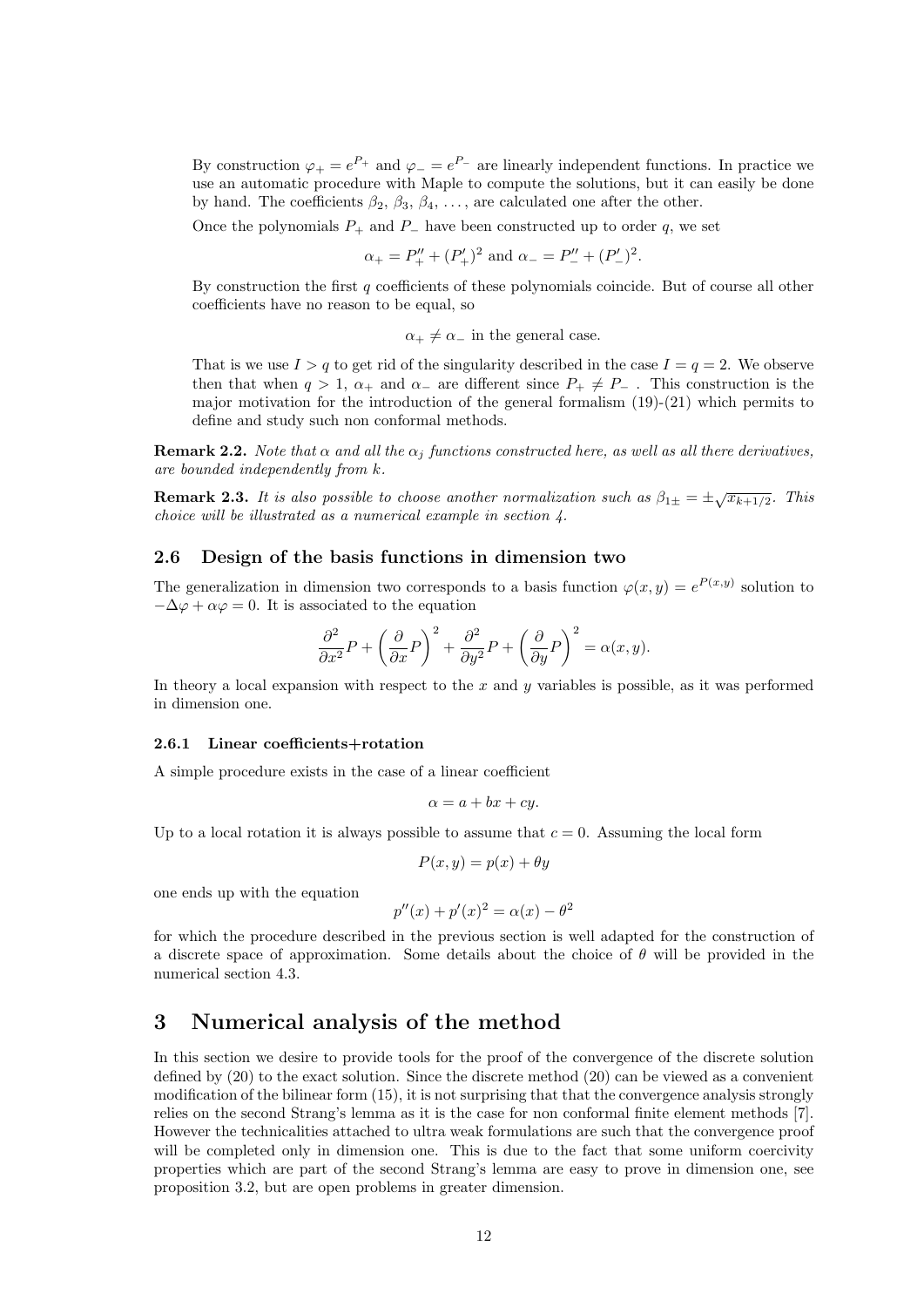By construction $\varphi_+ = e^{P_+}$ and $\varphi_- = e^{P_-}$ are linearly independent functions. In practice we use an automatic procedure with Maple to compute the solutions, but it can easily be done by hand. The coefficients $\beta_2$, $\beta_3$, $\beta_4$, ..., are calculated one after the other.

Once the polynomials $P_+$ and $P_-$ have been constructed up to order $q$, we set

$$\alpha_+ = P_+'' + (P_+')^2 \text{ and } \alpha_- = P_-'' + (P_-')^2.$$

By construction the first $q$ coefficients of these polynomials coincide. But of course all other coefficients have no reason to be equal, so

$$\alpha_+ \neq \alpha_- \text{ in the general case.}$$

That is we use $I > q$ to get rid of the singularity described in the case $I = q = 2$. We observe then that when $q > 1$, $\alpha_+$ and $\alpha_-$ are different since $P_+ \neq P_-$ . This construction is the major motivation for the introduction of the general formalism (19)-(21) which permits to define and study such non conformal methods.

**Remark 2.2.** *Note that $\alpha$ and all the $\alpha_j$ functions constructed here, as well as all there derivatives, are bounded independently from $k$.*

**Remark 2.3.** *It is also possible to choose another normalization such as $\beta_{1\pm} = \pm\sqrt{x_{k+1/2}}$. This choice will be illustrated as a numerical example in section 4.*

## 2.6 Design of the basis functions in dimension two

The generalization in dimension two corresponds to a basis function $\varphi(x, y) = e^{P(x,y)}$ solution to $-\Delta\varphi + \alpha\varphi = 0$. It is associated to the equation

$$\frac{\partial^2}{\partial x^2}P + \left(\frac{\partial}{\partial x}P\right)^2 + \frac{\partial^2}{\partial y^2}P + \left(\frac{\partial}{\partial y}P\right)^2 = \alpha(x, y).$$

In theory a local expansion with respect to the $x$ and $y$ variables is possible, as it was performed in dimension one.

### 2.6.1 Linear coefficients+rotation

A simple procedure exists in the case of a linear coefficient

$$\alpha = a + bx + cy.$$

Up to a local rotation it is always possible to assume that $c = 0$. Assuming the local form

$$P(x, y) = p(x) + \theta y$$

one ends up with the equation

$$p''(x) + p'(x)^2 = \alpha(x) - \theta^2$$

for which the procedure described in the previous section is well adapted for the construction of a discrete space of approximation. Some details about the choice of $\theta$ will be provided in the numerical section 4.3.

# 3 Numerical analysis of the method

In this section we desire to provide tools for the proof of the convergence of the discrete solution defined by (20) to the exact solution. Since the discrete method (20) can be viewed as a convenient modification of the bilinear form (15), it is not surprising that that the convergence analysis strongly relies on the second Strang's lemma as it is the case for non conformal finite element methods [7]. However the technicalities attached to ultra weak formulations are such that the convergence proof will be completed only in dimension one. This is due to the fact that some uniform coercivity properties which are part of the second Strang's lemma are easy to prove in dimension one, see proposition 3.2, but are open problems in greater dimension.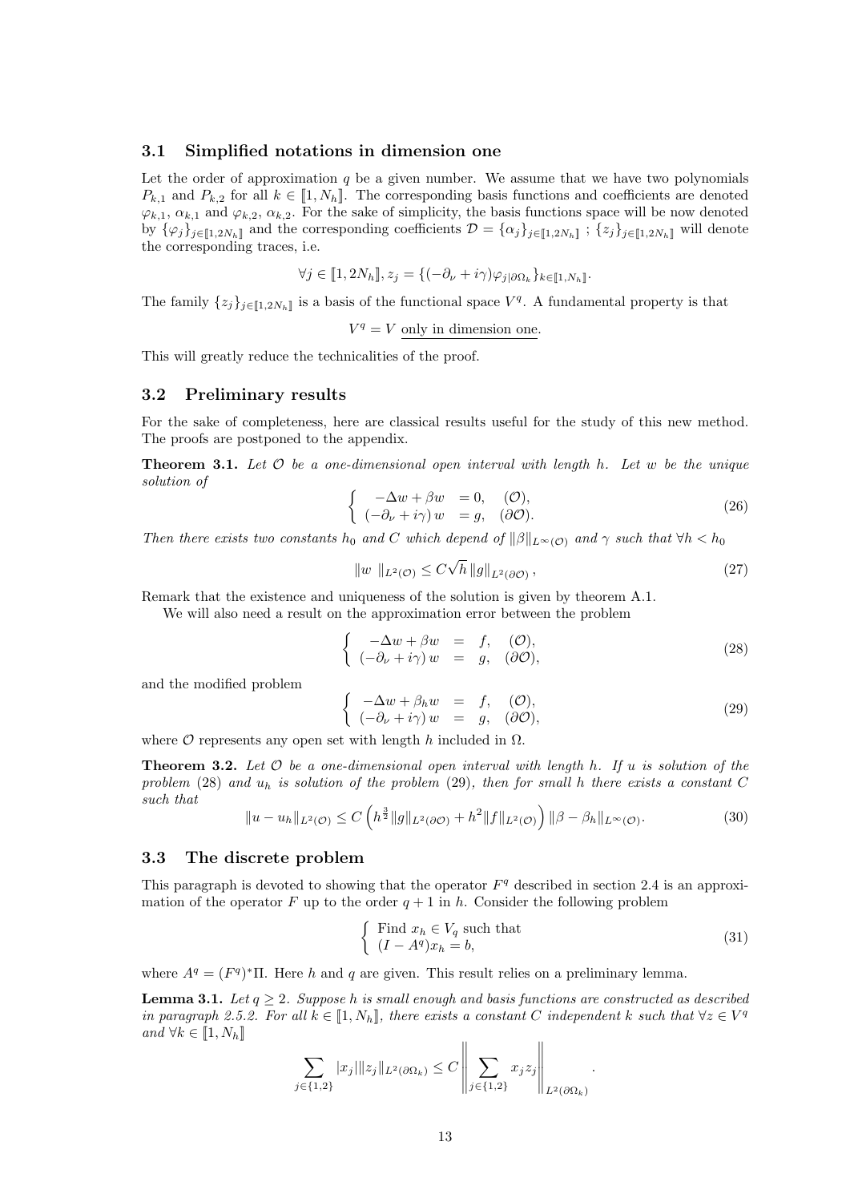### 3.1 Simplified notations in dimension one

Let the order of approximation $q$ be a given number. We assume that we have two polynomials $P_{k,1}$ and $P_{k,2}$ for all $k \in [\![1, N_h]\!]$. The corresponding basis functions and coefficients are denoted $\varphi_{k,1}$, $\alpha_{k,1}$ and $\varphi_{k,2}$, $\alpha_{k,2}$. For the sake of simplicity, the basis functions space will be now denoted by $\{\varphi_j\}_{j\in[\![1,2N_h]\!]}$ and the corresponding coefficients $\mathcal{D} = \{\alpha_j\}_{j\in[\![1,2N_h]\!]}$ ; $\{z_j\}_{j\in[\![1,2N_h]\!]}$ will denote the corresponding traces, i.e.

$$\forall j \in [\![1, 2N_h]\!], z_j = \{(-\partial_\nu + i\gamma)\varphi_{j|\partial\Omega_k}\}_{k\in[\![1,N_h]\!]}.$$

The family $\{z_j\}_{j\in[\![1,2N_h]\!]}$ is a basis of the functional space $V^q$. A fundamental property is that

$$V^q = V \text{ only in dimension one.}$$

This will greatly reduce the technicalities of the proof.

### 3.2 Preliminary results

For the sake of completeness, here are classical results useful for the study of this new method. The proofs are postponed to the appendix.

**Theorem 3.1.** *Let $\mathcal{O}$ be a one-dimensional open interval with length $h$. Let $w$ be the unique solution of*

$$\left\{ \begin{array}{rll} -\Delta w + \beta w & = 0, & (\mathcal{O}), \\ (-\partial_\nu + i\gamma)\, w & = g, & (\partial\mathcal{O}). \end{array} \right. \tag{26}$$

*Then there exists two constants $h_0$ and $C$ which depend of $\|\beta\|_{L^\infty(\mathcal{O})}$ and $\gamma$ such that $\forall h < h_0$*

$$\|w\ \|_{L^2(\mathcal{O})} \leq C\sqrt{h}\, \|g\|_{L^2(\partial\mathcal{O})}\,, \tag{27}$$

Remark that the existence and uniqueness of the solution is given by theorem A.1.

We will also need a result on the approximation error between the problem

$$\left\{ \begin{array}{rcll} -\Delta w + \beta w & = & f, & (\mathcal{O}), \\ (-\partial_\nu + i\gamma)\, w & = & g, & (\partial\mathcal{O}), \end{array} \right. \tag{28}$$

and the modified problem

$$\left\{ \begin{array}{rcll} -\Delta w + \beta_h w & = & f, & (\mathcal{O}), \\ (-\partial_\nu + i\gamma)\, w & = & g, & (\partial\mathcal{O}), \end{array} \right. \tag{29}$$

where $\mathcal{O}$ represents any open set with length $h$ included in $\Omega$.

**Theorem 3.2.** *Let $\mathcal{O}$ be a one-dimensional open interval with length $h$. If $u$ is solution of the problem (28) and $u_h$ is solution of the problem (29), then for small $h$ there exists a constant $C$ such that*

$$\|u - u_h\|_{L^2(\mathcal{O})} \leq C\left(h^{\frac{3}{2}}\|g\|_{L^2(\partial\mathcal{O})} + h^2\|f\|_{L^2(\mathcal{O})}\right)\|\beta - \beta_h\|_{L^\infty(\mathcal{O})}. \tag{30}$$

### 3.3 The discrete problem

This paragraph is devoted to showing that the operator $F^q$ described in section 2.4 is an approximation of the operator $F$ up to the order $q+1$ in $h$. Consider the following problem

$$\left\{ \begin{array}{l} \text{Find } x_h \in V_q \text{ such that} \\ (I - A^q)x_h = b, \end{array} \right. \tag{31}$$

where $A^q = (F^q)^*\Pi$. Here $h$ and $q$ are given. This result relies on a preliminary lemma.

**Lemma 3.1.** *Let $q \geq 2$. Suppose $h$ is small enough and basis functions are constructed as described in paragraph 2.5.2. For all $k \in [\![1, N_h]\!]$, there exists a constant $C$ independent $k$ such that $\forall z \in V^q$ and $\forall k \in [\![1, N_h]\!]$*

$$\sum_{j\in\{1,2\}} |x_j|\|z_j\|_{L^2(\partial\Omega_k)} \leq C\left\|\sum_{j\in\{1,2\}} x_j z_j\right\|_{L^2(\partial\Omega_k)}.$$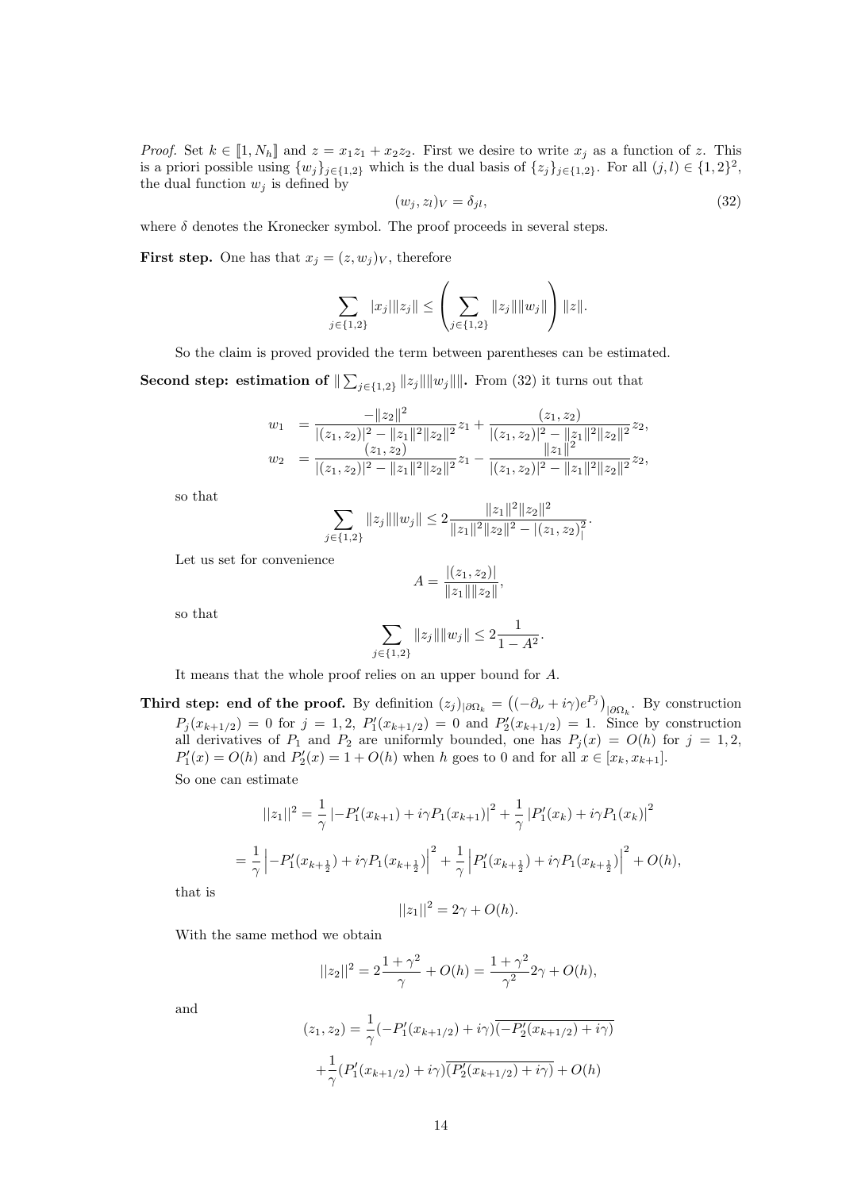*Proof.* Set $k \in [\![1, N_h]\!]$ and $z = x_1 z_1 + x_2 z_2$. First we desire to write $x_j$ as a function of $z$. This is a priori possible using $\{w_j\}_{j\in\{1,2\}}$ which is the dual basis of $\{z_j\}_{j\in\{1,2\}}$. For all $(j,l) \in \{1,2\}^2$, the dual function $w_j$ is defined by

$$(w_j, z_l)_V = \delta_{jl}, \tag{32}$$

where $\delta$ denotes the Kronecker symbol. The proof proceeds in several steps.

**First step.** One has that $x_j = (z, w_j)_V$, therefore

$$\sum_{j\in\{1,2\}} |x_j| \|z_j\| \le \left( \sum_{j\in\{1,2\}} \|z_j\| \|w_j\| \right) \|z\|.$$

So the claim is proved provided the term between parentheses can be estimated.

**Second step: estimation of $\| \sum_{j\in\{1,2\}} \|z_j\| \|w_j\| \|$.** From (32) it turns out that

$$\begin{aligned}
w_1 &= \frac{-\|z_2\|^2}{|(z_1,z_2)|^2 - \|z_1\|^2\|z_2\|^2} z_1 + \frac{(z_1,z_2)}{|(z_1,z_2)|^2 - \|z_1\|^2\|z_2\|^2} z_2, \\
w_2 &= \frac{(z_1,z_2)}{|(z_1,z_2)|^2 - \|z_1\|^2\|z_2\|^2} z_1 - \frac{\|z_1\|^2}{|(z_1,z_2)|^2 - \|z_1\|^2\|z_2\|^2} z_2,
\end{aligned}$$

so that

$$\sum_{j\in\{1,2\}} \|z_j\| \|w_j\| \le 2 \frac{\|z_1\|^2\|z_2\|^2}{\|z_1\|^2\|z_2\|^2 - |(z_1,z_2)|^2}.$$

Let us set for convenience

$$A = \frac{|(z_1,z_2)|}{\|z_1\|\|z_2\|},$$

so that

$$\sum_{j\in\{1,2\}} \|z_j\| \|w_j\| \le 2 \frac{1}{1-A^2}.$$

It means that the whole proof relies on an upper bound for $A$.

**Third step: end of the proof.** By definition $(z_j)_{|\partial\Omega_k} = \left((-\partial_\nu + i\gamma)e^{P_j}\right)_{|\partial\Omega_k}$. By construction $P_j(x_{k+1/2}) = 0$ for $j = 1, 2$, $P_1'(x_{k+1/2}) = 0$ and $P_2'(x_{k+1/2}) = 1$. Since by construction all derivatives of $P_1$ and $P_2$ are uniformly bounded, one has $P_j(x) = O(h)$ for $j = 1, 2$, $P_1'(x) = O(h)$ and $P_2'(x) = 1 + O(h)$ when $h$ goes to 0 and for all $x \in [x_k, x_{k+1}]$.

So one can estimate

$$||z_1||^2 = \frac{1}{\gamma} \left| -P_1'(x_{k+1}) + i\gamma P_1(x_{k+1}) \right|^2 + \frac{1}{\gamma} \left| P_1'(x_k) + i\gamma P_1(x_k) \right|^2$$

$$= \frac{1}{\gamma} \left| -P_1'(x_{k+\frac{1}{2}}) + i\gamma P_1(x_{k+\frac{1}{2}}) \right|^2 + \frac{1}{\gamma} \left| P_1'(x_{k+\frac{1}{2}}) + i\gamma P_1(x_{k+\frac{1}{2}}) \right|^2 + O(h),$$

that is

$$||z_1||^2 = 2\gamma + O(h).$$

With the same method we obtain

$$||z_2||^2 = 2\frac{1+\gamma^2}{\gamma} + O(h) = \frac{1+\gamma^2}{\gamma^2} 2\gamma + O(h),$$

and

$$(z_1, z_2) = \frac{1}{\gamma}(-P_1'(x_{k+1/2}) + i\gamma)\overline{(-P_2'(x_{k+1/2}) + i\gamma)}$$

$$+ \frac{1}{\gamma}(P_1'(x_{k+1/2}) + i\gamma)\overline{(P_2'(x_{k+1/2}) + i\gamma)} + O(h)$$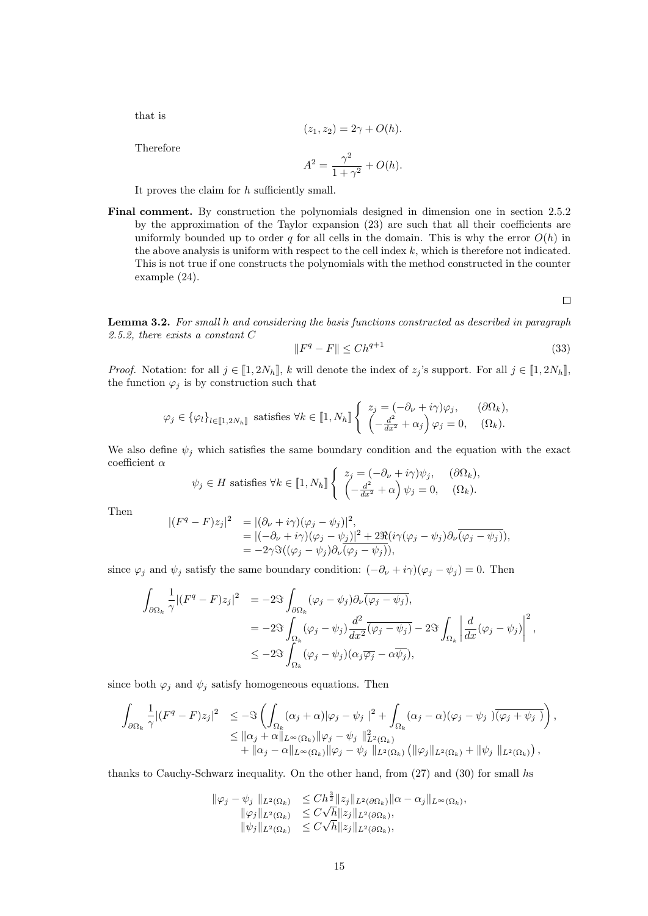that is

$$(z_1, z_2) = 2\gamma + O(h).$$

Therefore

$$A^2 = \frac{\gamma^2}{1+\gamma^2} + O(h).$$

It proves the claim for $h$ sufficiently small.

**Final comment.** By construction the polynomials designed in dimension one in section 2.5.2 by the approximation of the Taylor expansion (23) are such that all their coefficients are uniformly bounded up to order $q$ for all cells in the domain. This is why the error $O(h)$ in the above analysis is uniform with respect to the cell index $k$, which is therefore not indicated. This is not true if one constructs the polynomials with the method constructed in the counter example (24).

□

**Lemma 3.2.** *For small h and considering the basis functions constructed as described in paragraph 2.5.2, there exists a constant C*

$$\|F^q - F\| \le Ch^{q+1} \tag{33}$$

*Proof.* Notation: for all $j \in [\![1, 2N_h]\!]$, $k$ will denote the index of $z_j$'s support. For all $j \in [\![1, 2N_h]\!]$, the function $\varphi_j$ is by construction such that

$$\varphi_j \in \{\varphi_l\}_{l\in[\![1,2N_h]\!]} \text{ satisfies } \forall k \in [\![1, N_h]\!] \left\{ \begin{array}{ll} z_j = (-\partial_\nu + i\gamma)\varphi_j, & (\partial\Omega_k), \\ \left(-\frac{d^2}{dx^2} + \alpha_j\right)\varphi_j = 0, & (\Omega_k). \end{array} \right.$$

We also define $\psi_j$ which satisfies the same boundary condition and the equation with the exact coefficient $\alpha$

$$\psi_j \in H \text{ satisfies } \forall k \in [\![1, N_h]\!] \left\{ \begin{array}{ll} z_j = (-\partial_\nu + i\gamma)\psi_j, & (\partial\Omega_k), \\ \left(-\frac{d^2}{dx^2} + \alpha\right)\psi_j = 0, & (\Omega_k). \end{array} \right.$$

Then

$$\begin{aligned} |(F^q - F)z_j|^2 &= |(\partial_\nu + i\gamma)(\varphi_j - \psi_j)|^2, \\ &= |(-\partial_\nu + i\gamma)(\varphi_j - \psi_j)|^2 + 2\Re(i\gamma(\varphi_j - \psi_j)\partial_\nu\overline{(\varphi_j - \psi_j)}), \\ &= -2\gamma\Im((\varphi_j - \psi_j)\partial_\nu\overline{(\varphi_j - \psi_j)}), \end{aligned}$$

since $\varphi_j$ and $\psi_j$ satisfy the same boundary condition: $(-\partial_\nu + i\gamma)(\varphi_j - \psi_j) = 0$. Then

$$\begin{aligned} \int_{\partial\Omega_k} \frac{1}{\gamma}|(F^q - F)z_j|^2 &= -2\Im\int_{\partial\Omega_k} (\varphi_j - \psi_j)\partial_\nu\overline{(\varphi_j - \psi_j)}, \\ &= -2\Im\int_{\Omega_k} (\varphi_j - \psi_j)\frac{d^2}{dx^2}\overline{(\varphi_j - \psi_j)} - 2\Im\int_{\Omega_k}\left|\frac{d}{dx}(\varphi_j - \psi_j)\right|^2, \\ &\le -2\Im\int_{\Omega_k} (\varphi_j - \psi_j)(\alpha_j\overline{\varphi_j} - \alpha\overline{\psi_j}), \end{aligned}$$

since both $\varphi_j$ and $\psi_j$ satisfy homogeneous equations. Then

$$\begin{aligned} \int_{\partial\Omega_k} \frac{1}{\gamma}|(F^q - F)z_j|^2 &\le -\Im\left(\int_{\Omega_k} (\alpha_j + \alpha)|\varphi_j - \psi_j|^2 + \int_{\Omega_k} (\alpha_j - \alpha)(\varphi_j - \psi_j)\overline{(\varphi_j + \psi_j)}\right), \\ &\le \|\alpha_j + \alpha\|_{L^\infty(\Omega_k)}\|\varphi_j - \psi_j\|^2_{L^2(\Omega_k)} \\ &\quad + \|\alpha_j - \alpha\|_{L^\infty(\Omega_k)}\|\varphi_j - \psi_j\|_{L^2(\Omega_k)}\left(\|\varphi_j\|_{L^2(\Omega_k)} + \|\psi_j\|_{L^2(\Omega_k)}\right), \end{aligned}$$

thanks to Cauchy-Schwarz inequality. On the other hand, from (27) and (30) for small $h$s

$$\begin{aligned} \|\varphi_j - \psi_j\|_{L^2(\Omega_k)} &\le Ch^{\frac{3}{2}}\|z_j\|_{L^2(\partial\Omega_k)}\|\alpha - \alpha_j\|_{L^\infty(\Omega_k)}, \\ \|\varphi_j\|_{L^2(\Omega_k)} &\le C\sqrt{h}\|z_j\|_{L^2(\partial\Omega_k)}, \\ \|\psi_j\|_{L^2(\Omega_k)} &\le C\sqrt{h}\|z_j\|_{L^2(\partial\Omega_k)}, \end{aligned}$$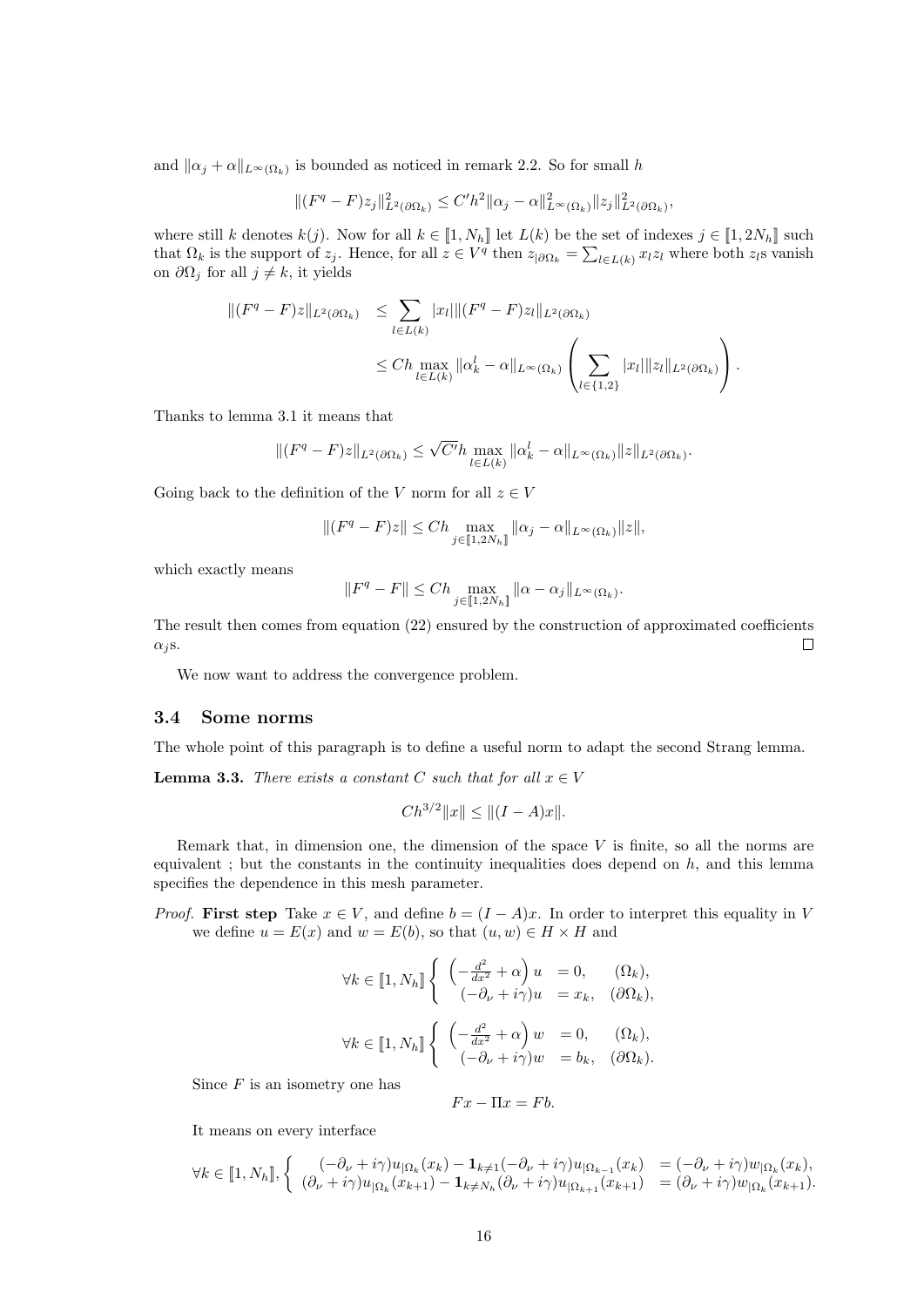and $\|\alpha_j + \alpha\|_{L^\infty(\Omega_k)}$ is bounded as noticed in remark 2.2. So for small $h$

$$\|(F^q - F)z_j\|^2_{L^2(\partial\Omega_k)} \leq C'h^2\|\alpha_j - \alpha\|^2_{L^\infty(\Omega_k)}\|z_j\|^2_{L^2(\partial\Omega_k)},$$

where still $k$ denotes $k(j)$. Now for all $k \in [\![1, N_h]\!]$ let $L(k)$ be the set of indexes $j \in [\![1, 2N_h]\!]$ such that $\Omega_k$ is the support of $z_j$. Hence, for all $z \in V^q$ then $z_{|\partial\Omega_k} = \sum_{l\in L(k)} x_l z_l$ where both $z_l$s vanish on $\partial\Omega_j$ for all $j \neq k$, it yields

$$\begin{aligned}\|(F^q - F)z\|_{L^2(\partial\Omega_k)} &\leq \sum_{l\in L(k)} |x_l|\|(F^q - F)z_l\|_{L^2(\partial\Omega_k)} \\ &\leq Ch \max_{l\in L(k)} \|\alpha_k^l - \alpha\|_{L^\infty(\Omega_k)} \left(\sum_{l\in\{1,2\}} |x_l|\|z_l\|_{L^2(\partial\Omega_k)}\right).\end{aligned}$$

Thanks to lemma 3.1 it means that

$$\|(F^q - F)z\|_{L^2(\partial\Omega_k)} \leq \sqrt{C'}h \max_{l\in L(k)} \|\alpha_k^l - \alpha\|_{L^\infty(\Omega_k)}\|z\|_{L^2(\partial\Omega_k)}.$$

Going back to the definition of the $V$ norm for all $z \in V$

$$\|(F^q - F)z\| \leq Ch \max_{j\in[\![1,2N_h]\!]} \|\alpha_j - \alpha\|_{L^\infty(\Omega_k)}\|z\|,$$

which exactly means

$$\|F^q - F\| \leq Ch \max_{j\in[\![1,2N_h]\!]} \|\alpha - \alpha_j\|_{L^\infty(\Omega_k)}.$$

The result then comes from equation (22) ensured by the construction of approximated coefficients $\alpha_j$s. □

We now want to address the convergence problem.

### 3.4 Some norms

The whole point of this paragraph is to define a useful norm to adapt the second Strang lemma.

**Lemma 3.3.** *There exists a constant $C$ such that for all $x \in V$*

$$Ch^{3/2}\|x\| \leq \|(I - A)x\|.$$

Remark that, in dimension one, the dimension of the space $V$ is finite, so all the norms are equivalent ; but the constants in the continuity inequalities does depend on $h$, and this lemma specifies the dependence in this mesh parameter.

*Proof.* **First step** Take $x \in V$, and define $b = (I - A)x$. In order to interpret this equality in $V$ we define $u = E(x)$ and $w = E(b)$, so that $(u, w) \in H \times H$ and

$$\forall k \in [\![1, N_h]\!] \left\{ \begin{array}{lll} \left(-\frac{d^2}{dx^2} + \alpha\right) u &= 0, & (\Omega_k), \\ (-\partial_\nu + i\gamma)u &= x_k, & (\partial\Omega_k), \end{array}\right.$$

$$\forall k \in [\![1, N_h]\!] \left\{ \begin{array}{lll} \left(-\frac{d^2}{dx^2} + \alpha\right) w &= 0, & (\Omega_k), \\ (-\partial_\nu + i\gamma)w &= b_k, & (\partial\Omega_k). \end{array}\right.$$

Since $F$ is an isometry one has

$$Fx - \Pi x = Fb.$$

It means on every interface

$$\forall k \in [\![1, N_h]\!], \left\{ \begin{array}{ll} (-\partial_\nu + i\gamma)u_{|\Omega_k}(x_k) - \mathbf{1}_{k\neq 1}(-\partial_\nu + i\gamma)u_{|\Omega_{k-1}}(x_k) &= (-\partial_\nu + i\gamma)w_{|\Omega_k}(x_k), \\ (\partial_\nu + i\gamma)u_{|\Omega_k}(x_{k+1}) - \mathbf{1}_{k\neq N_h}(\partial_\nu + i\gamma)u_{|\Omega_{k+1}}(x_{k+1}) &= (\partial_\nu + i\gamma)w_{|\Omega_k}(x_{k+1}). \end{array}\right.$$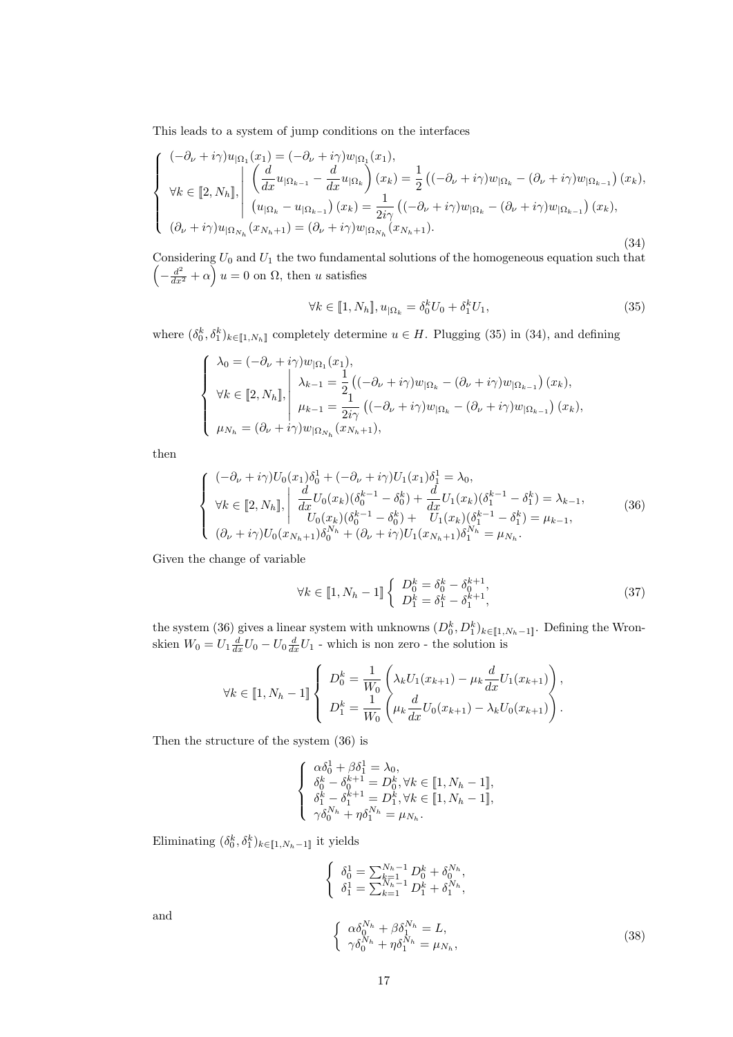This leads to a system of jump conditions on the interfaces

$$
\left\{
\begin{array}{l}
(-\partial_\nu + i\gamma) u_{|\Omega_1}(x_1) = (-\partial_\nu + i\gamma) w_{|\Omega_1}(x_1), \\
\forall k \in [\![2, N_h]\!], \left|
\begin{array}{l}
\left( \dfrac{d}{dx} u_{|\Omega_{k-1}} - \dfrac{d}{dx} u_{|\Omega_k} \right)(x_k) = \dfrac{1}{2} \left( (-\partial_\nu + i\gamma) w_{|\Omega_k} - (\partial_\nu + i\gamma) w_{|\Omega_{k-1}} \right)(x_k), \\
\left( u_{|\Omega_k} - u_{|\Omega_{k-1}} \right)(x_k) = \dfrac{1}{2i\gamma} \left( (-\partial_\nu + i\gamma) w_{|\Omega_k} - (\partial_\nu + i\gamma) w_{|\Omega_{k-1}} \right)(x_k),
\end{array}
\right. \\
(\partial_\nu + i\gamma) u_{|\Omega_{N_h}}(x_{N_h+1}) = (\partial_\nu + i\gamma) w_{|\Omega_{N_h}}(x_{N_h+1}).
\end{array}
\right.
\tag{34}
$$

Considering $U_0$ and $U_1$ the two fundamental solutions of the homogeneous equation such that $\left(-\frac{d^2}{dx^2} + \alpha\right) u = 0$ on $\Omega$, then $u$ satisfies

$$
\forall k \in [\![1, N_h]\!], u_{|\Omega_k} = \delta_0^k U_0 + \delta_1^k U_1,
\tag{35}
$$

where $(\delta_0^k, \delta_1^k)_{k \in [\![1, N_h]\!]}$ completely determine $u \in H$. Plugging (35) in (34), and defining

$$
\left\{
\begin{array}{l}
\lambda_0 = (-\partial_\nu + i\gamma) w_{|\Omega_1}(x_1), \\
\forall k \in [\![2, N_h]\!], \left|
\begin{array}{l}
\lambda_{k-1} = \dfrac{1}{2} \left( (-\partial_\nu + i\gamma) w_{|\Omega_k} - (\partial_\nu + i\gamma) w_{|\Omega_{k-1}} \right)(x_k), \\
\mu_{k-1} = \dfrac{1}{2i\gamma} \left( (-\partial_\nu + i\gamma) w_{|\Omega_k} - (\partial_\nu + i\gamma) w_{|\Omega_{k-1}} \right)(x_k),
\end{array}
\right. \\
\mu_{N_h} = (\partial_\nu + i\gamma) w_{|\Omega_{N_h}}(x_{N_h+1}),
\end{array}
\right.
$$

then

$$
\left\{
\begin{array}{l}
(-\partial_\nu + i\gamma) U_0(x_1) \delta_0^1 + (-\partial_\nu + i\gamma) U_1(x_1) \delta_1^1 = \lambda_0, \\
\forall k \in [\![2, N_h]\!], \left|
\begin{array}{l}
\dfrac{d}{dx} U_0(x_k)(\delta_0^{k-1} - \delta_0^k) + \dfrac{d}{dx} U_1(x_k)(\delta_1^{k-1} - \delta_1^k) = \lambda_{k-1}, \\
U_0(x_k)(\delta_0^{k-1} - \delta_0^k) + \quad U_1(x_k)(\delta_1^{k-1} - \delta_1^k) = \mu_{k-1},
\end{array}
\right. \\
(\partial_\nu + i\gamma) U_0(x_{N_h+1}) \delta_0^{N_h} + (\partial_\nu + i\gamma) U_1(x_{N_h+1}) \delta_1^{N_h} = \mu_{N_h}.
\end{array}
\right.
\tag{36}
$$

Given the change of variable

$$
\forall k \in [\![1, N_h - 1]\!] \left\{
\begin{array}{l}
D_0^k = \delta_0^k - \delta_0^{k+1}, \\
D_1^k = \delta_1^k - \delta_1^{k+1},
\end{array}
\right.
\tag{37}
$$

the system (36) gives a linear system with unknowns $(D_0^k, D_1^k)_{k \in [\![1, N_h - 1]\!]}$. Defining the Wronskien $W_0 = U_1 \frac{d}{dx} U_0 - U_0 \frac{d}{dx} U_1$ - which is non zero - the solution is

$$
\forall k \in [\![1, N_h - 1]\!] \left\{
\begin{array}{l}
D_0^k = \dfrac{1}{W_0} \left( \lambda_k U_1(x_{k+1}) - \mu_k \dfrac{d}{dx} U_1(x_{k+1}) \right), \\
D_1^k = \dfrac{1}{W_0} \left( \mu_k \dfrac{d}{dx} U_0(x_{k+1}) - \lambda_k U_0(x_{k+1}) \right).
\end{array}
\right.
$$

Then the structure of the system (36) is

$$
\left\{
\begin{array}{l}
\alpha \delta_0^1 + \beta \delta_1^1 = \lambda_0, \\
\delta_0^k - \delta_0^{k+1} = D_0^k, \forall k \in [\![1, N_h - 1]\!], \\
\delta_1^k - \delta_1^{k+1} = D_1^k, \forall k \in [\![1, N_h - 1]\!], \\
\gamma \delta_0^{N_h} + \eta \delta_1^{N_h} = \mu_{N_h}.
\end{array}
\right.
$$

Eliminating $(\delta_0^k, \delta_1^k)_{k \in [\![1, N_h - 1]\!]}$ it yields

$$
\left\{
\begin{array}{l}
\delta_0^1 = \sum_{k=1}^{N_h - 1} D_0^k + \delta_0^{N_h}, \\
\delta_1^1 = \sum_{k=1}^{N_h - 1} D_1^k + \delta_1^{N_h},
\end{array}
\right.
$$

and

$$
\left\{
\begin{array}{l}
\alpha \delta_0^{N_h} + \beta \delta_1^{N_h} = L, \\
\gamma \delta_0^{N_h} + \eta \delta_1^{N_h} = \mu_{N_h},
\end{array}
\right.
\tag{38}
$$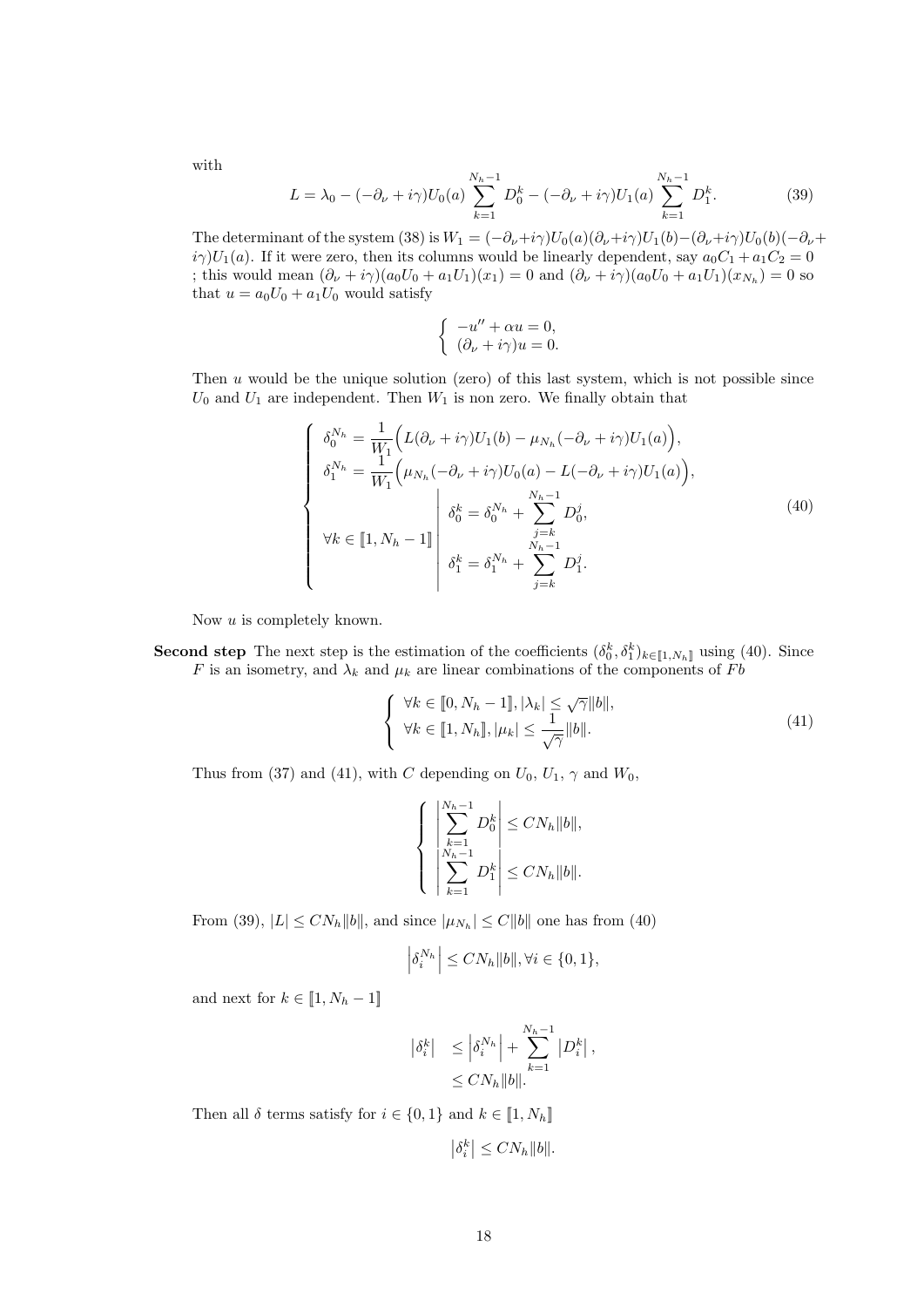with

$$
L = \lambda_0 - (-\partial_\nu + i\gamma)U_0(a) \sum_{k=1}^{N_h - 1} D_0^k - (-\partial_\nu + i\gamma)U_1(a) \sum_{k=1}^{N_h - 1} D_1^k. \tag{39}
$$

The determinant of the system (38) is $W_1 = (-\partial_\nu + i\gamma)U_0(a)(\partial_\nu + i\gamma)U_1(b) - (\partial_\nu + i\gamma)U_0(b)(-\partial_\nu + i\gamma)U_1(a)$. If it were zero, then its columns would be linearly dependent, say $a_0 C_1 + a_1 C_2 = 0$ ; this would mean $(\partial_\nu + i\gamma)(a_0 U_0 + a_1 U_1)(x_1) = 0$ and $(\partial_\nu + i\gamma)(a_0 U_0 + a_1 U_1)(x_{N_h}) = 0$ so that $u = a_0 U_0 + a_1 U_0$ would satisfy

$$
\left\{
\begin{array}{l}
-u'' + \alpha u = 0, \\
(\partial_\nu + i\gamma)u = 0.
\end{array}
\right.
$$

Then $u$ would be the unique solution (zero) of this last system, which is not possible since $U_0$ and $U_1$ are independent. Then $W_1$ is non zero. We finally obtain that

$$
\left\{
\begin{array}{l}
\delta_0^{N_h} = \dfrac{1}{W_1}\Big(L(\partial_\nu + i\gamma)U_1(b) - \mu_{N_h}(-\partial_\nu + i\gamma)U_1(a)\Big), \\
\delta_1^{N_h} = \dfrac{1}{W_1}\Big(\mu_{N_h}(-\partial_\nu + i\gamma)U_0(a) - L(-\partial_\nu + i\gamma)U_1(a)\Big), \\
\forall k \in [\![1, N_h - 1]\!] \left|
\begin{array}{l}
\delta_0^k = \delta_0^{N_h} + \displaystyle\sum_{j=k}^{N_h - 1} D_0^j, \\
\delta_1^k = \delta_1^{N_h} + \displaystyle\sum_{j=k}^{N_h - 1} D_1^j.
\end{array}
\right.
\end{array}
\right. \tag{40}
$$

Now $u$ is completely known.

**Second step** The next step is the estimation of the coefficients $(\delta_0^k, \delta_1^k)_{k \in [\![1, N_h]\!]}$ using (40). Since $F$ is an isometry, and $\lambda_k$ and $\mu_k$ are linear combinations of the components of $Fb$

$$
\left\{
\begin{array}{l}
\forall k \in [\![0, N_h - 1]\!], |\lambda_k| \leq \sqrt{\gamma}\|b\|, \\
\forall k \in [\![1, N_h]\!], |\mu_k| \leq \dfrac{1}{\sqrt{\gamma}}\|b\|.
\end{array}
\right. \tag{41}
$$

Thus from (37) and (41), with $C$ depending on $U_0$, $U_1$, $\gamma$ and $W_0$,

$$
\left\{
\begin{array}{l}
\left| \displaystyle\sum_{k=1}^{N_h - 1} D_0^k \right| \leq C N_h \|b\|, \\
\left| \displaystyle\sum_{k=1}^{N_h - 1} D_1^k \right| \leq C N_h \|b\|.
\end{array}
\right.
$$

From (39), $|L| \leq C N_h \|b\|$, and since $|\mu_{N_h}| \leq C\|b\|$ one has from (40)

$$
\left| \delta_i^{N_h} \right| \leq C N_h \|b\|, \forall i \in \{0, 1\},
$$

and next for $k \in [\![1, N_h - 1]\!]$

$$
\begin{aligned}
\left| \delta_i^k \right| &\leq \left| \delta_i^{N_h} \right| + \sum_{k=1}^{N_h - 1} \left| D_i^k \right|, \\
&\leq C N_h \|b\|.
\end{aligned}
$$

Then all $\delta$ terms satisfy for $i \in \{0, 1\}$ and $k \in [\![1, N_h]\!]$

$$
\left| \delta_i^k \right| \leq C N_h \|b\|.
$$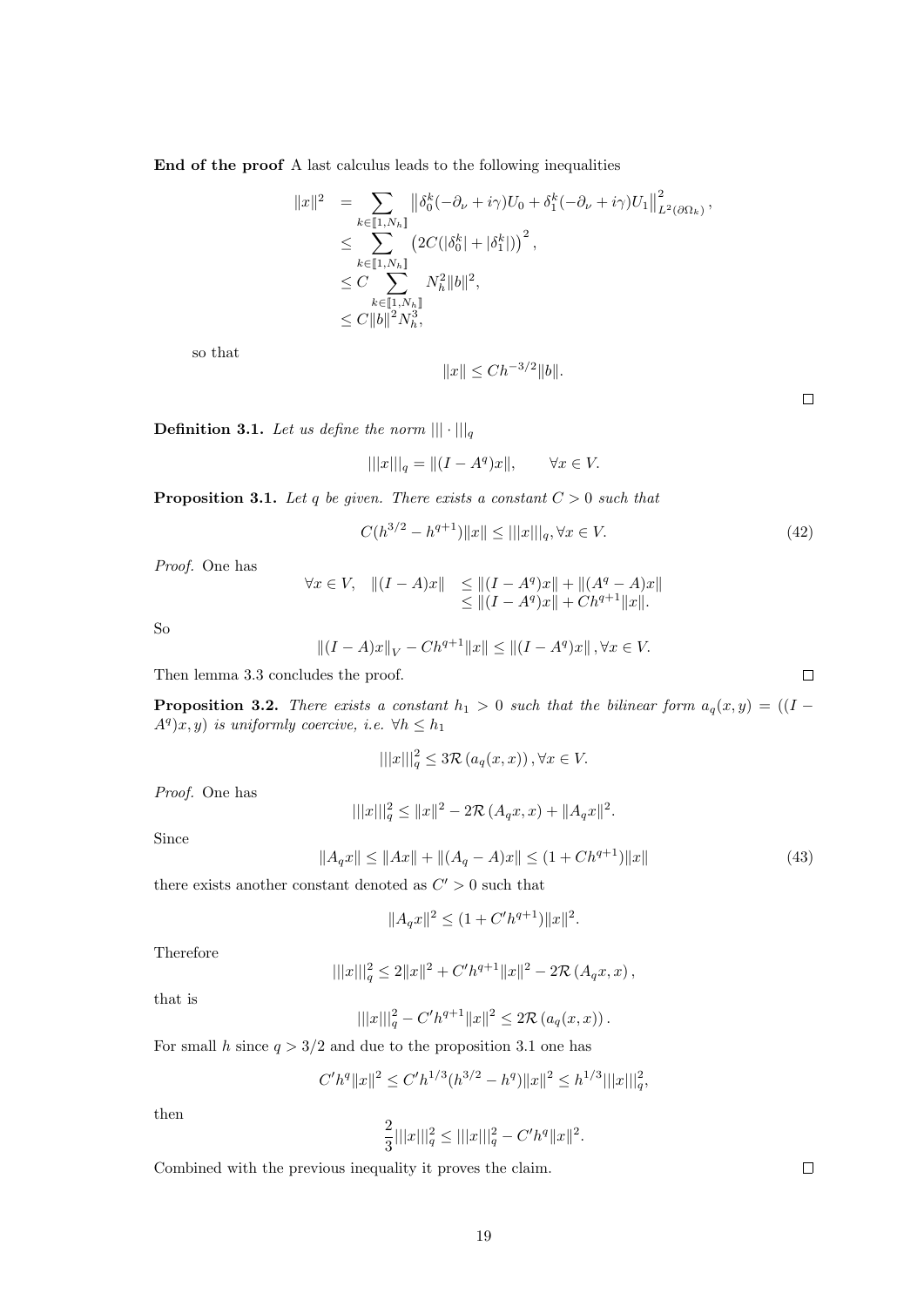**End of the proof** A last calculus leads to the following inequalities

$$
\begin{aligned}
\|x\|^2 &= \sum_{k\in[\![1,N_h]\!]} \left\|\delta_0^k(-\partial_\nu + i\gamma)U_0 + \delta_1^k(-\partial_\nu + i\gamma)U_1\right\|^2_{L^2(\partial\Omega_k)}, \\
&\leq \sum_{k\in[\![1,N_h]\!]} \left(2C(|\delta_0^k| + |\delta_1^k|)\right)^2, \\
&\leq C \sum_{k\in[\![1,N_h]\!]} N_h^2\|b\|^2, \\
&\leq C\|b\|^2 N_h^3,
\end{aligned}
$$

so that

$$
\|x\| \leq Ch^{-3/2}\|b\|.
$$

□

**Definition 3.1.** *Let us define the norm* $|||\cdot|||_q$

$$
|||x|||_q = \|(I - A^q)x\|, \qquad \forall x \in V.
$$

**Proposition 3.1.** *Let $q$ be given. There exists a constant $C > 0$ such that*

$$
C(h^{3/2} - h^{q+1})\|x\| \leq |||x|||_q, \forall x \in V. \tag{42}
$$

*Proof.* One has

$$
\begin{aligned}
\forall x \in V, \quad \|(I - A)x\| &\leq \|(I - A^q)x\| + \|(A^q - A)x\| \\
&\leq \|(I - A^q)x\| + Ch^{q+1}\|x\|.
\end{aligned}
$$

So

$$
\|(I - A)x\|_V - Ch^{q+1}\|x\| \leq \|(I - A^q)x\|, \forall x \in V.
$$

Then lemma 3.3 concludes the proof. □

**Proposition 3.2.** *There exists a constant $h_1 > 0$ such that the bilinear form $a_q(x, y) = ((I - A^q)x, y)$ is uniformly coercive, i.e. $\forall h \leq h_1$*

$$
|||x|||_q^2 \leq 3\mathcal{R}\left(a_q(x, x)\right), \forall x \in V.
$$

*Proof.* One has

$$
|||x|||_q^2 \leq \|x\|^2 - 2\mathcal{R}\left(A_q x, x\right) + \|A_q x\|^2.
$$

Since

$$
\|A_q x\| \leq \|Ax\| + \|(A_q - A)x\| \leq (1 + Ch^{q+1})\|x\| \tag{43}
$$

there exists another constant denoted as $C' > 0$ such that

$$
\|A_q x\|^2 \leq (1 + C'h^{q+1})\|x\|^2.
$$

Therefore

$$
|||x|||_q^2 \leq 2\|x\|^2 + C'h^{q+1}\|x\|^2 - 2\mathcal{R}\left(A_q x, x\right),
$$

that is

$$
|||x|||_q^2 - C'h^{q+1}\|x\|^2 \leq 2\mathcal{R}\left(a_q(x, x)\right).
$$

For small $h$ since $q > 3/2$ and due to the proposition 3.1 one has

$$
C'h^q\|x\|^2 \leq C'h^{1/3}(h^{3/2} - h^q)\|x\|^2 \leq h^{1/3}|||x|||_q^2,
$$

then

$$
\frac{2}{3}|||x|||_q^2 \leq |||x|||_q^2 - C'h^q\|x\|^2.
$$

Combined with the previous inequality it proves the claim. □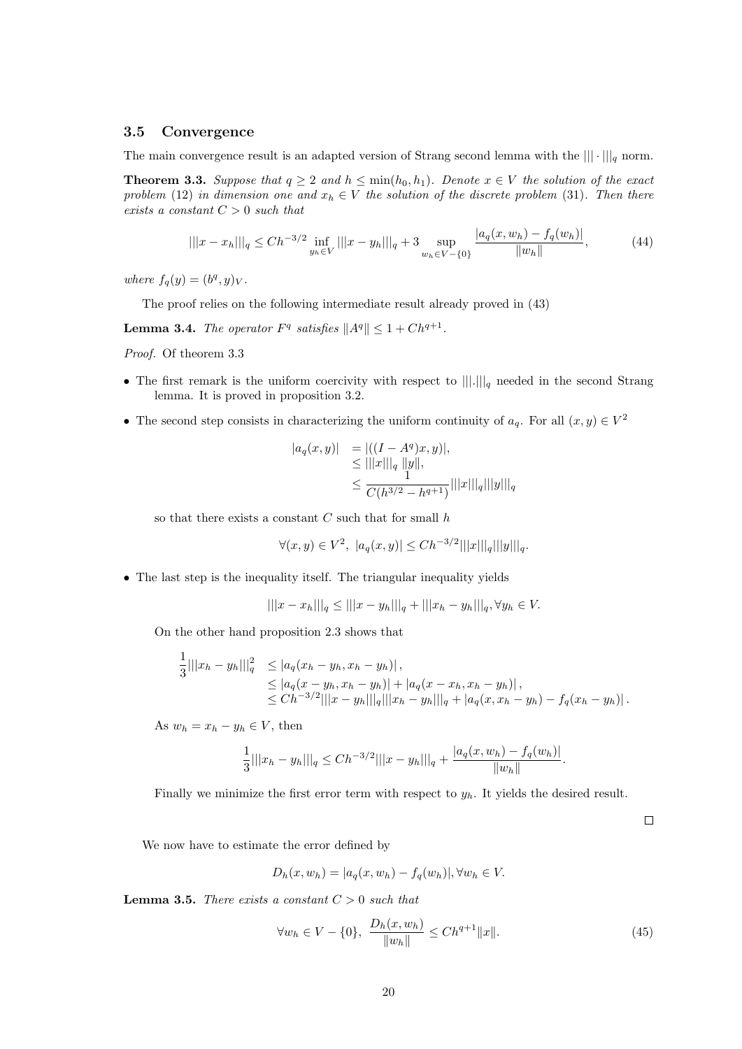### 3.5 Convergence

The main convergence result is an adapted version of Strang second lemma with the $|||\cdot|||_q$ norm.

**Theorem 3.3.** *Suppose that $q \geq 2$ and $h \leq \min(h_0, h_1)$. Denote $x \in V$ the solution of the exact problem (12) in dimension one and $x_h \in V$ the solution of the discrete problem (31). Then there exists a constant $C > 0$ such that*

$$|||x - x_h|||_q \leq Ch^{-3/2} \inf_{y_h \in V} |||x - y_h|||_q + 3 \sup_{w_h \in V - \{0\}} \frac{|a_q(x, w_h) - f_q(w_h)|}{\|w_h\|}, \tag{44}$$

*where $f_q(y) = (b^q, y)_V$.*

The proof relies on the following intermediate result already proved in (43)

**Lemma 3.4.** *The operator $F^q$ satisfies $\|A^q\| \leq 1 + Ch^{q+1}$.*

*Proof.* Of theorem 3.3

- The first remark is the uniform coercivity with respect to $|||.|||_q$ needed in the second Strang lemma. It is proved in proposition 3.2.
- The second step consists in characterizing the uniform continuity of $a_q$. For all $(x, y) \in V^2$

$$\begin{aligned} |a_q(x, y)| &= |((I - A^q)x, y)|, \\ &\leq |||x|||_q \, \|y\|, \\ &\leq \frac{1}{C(h^{3/2} - h^{q+1})} |||x|||_q |||y|||_q \end{aligned}$$

  so that there exists a constant $C$ such that for small $h$

$$\forall (x, y) \in V^2, \ |a_q(x, y)| \leq Ch^{-3/2} |||x|||_q |||y|||_q.$$

- The last step is the inequality itself. The triangular inequality yields

$$|||x - x_h|||_q \leq |||x - y_h|||_q + |||x_h - y_h|||_q, \forall y_h \in V.$$

  On the other hand proposition 2.3 shows that

$$\begin{aligned} \frac{1}{3}|||x_h - y_h|||_q^2 &\leq |a_q(x_h - y_h, x_h - y_h)|\,, \\ &\leq |a_q(x - y_h, x_h - y_h)| + |a_q(x - x_h, x_h - y_h)|\,, \\ &\leq Ch^{-3/2} |||x - y_h|||_q |||x_h - y_h|||_q + |a_q(x, x_h - y_h) - f_q(x_h - y_h)|\,. \end{aligned}$$

  As $w_h = x_h - y_h \in V$, then

$$\frac{1}{3}|||x_h - y_h|||_q \leq Ch^{-3/2} |||x - y_h|||_q + \frac{|a_q(x, w_h) - f_q(w_h)|}{\|w_h\|}.$$

  Finally we minimize the first error term with respect to $y_h$. It yields the desired result.

$\square$

We now have to estimate the error defined by

$$D_h(x, w_h) = |a_q(x, w_h) - f_q(w_h)|, \forall w_h \in V.$$

**Lemma 3.5.** *There exists a constant $C > 0$ such that*

$$\forall w_h \in V - \{0\}, \ \frac{D_h(x, w_h)}{\|w_h\|} \leq Ch^{q+1} \|x\|. \tag{45}$$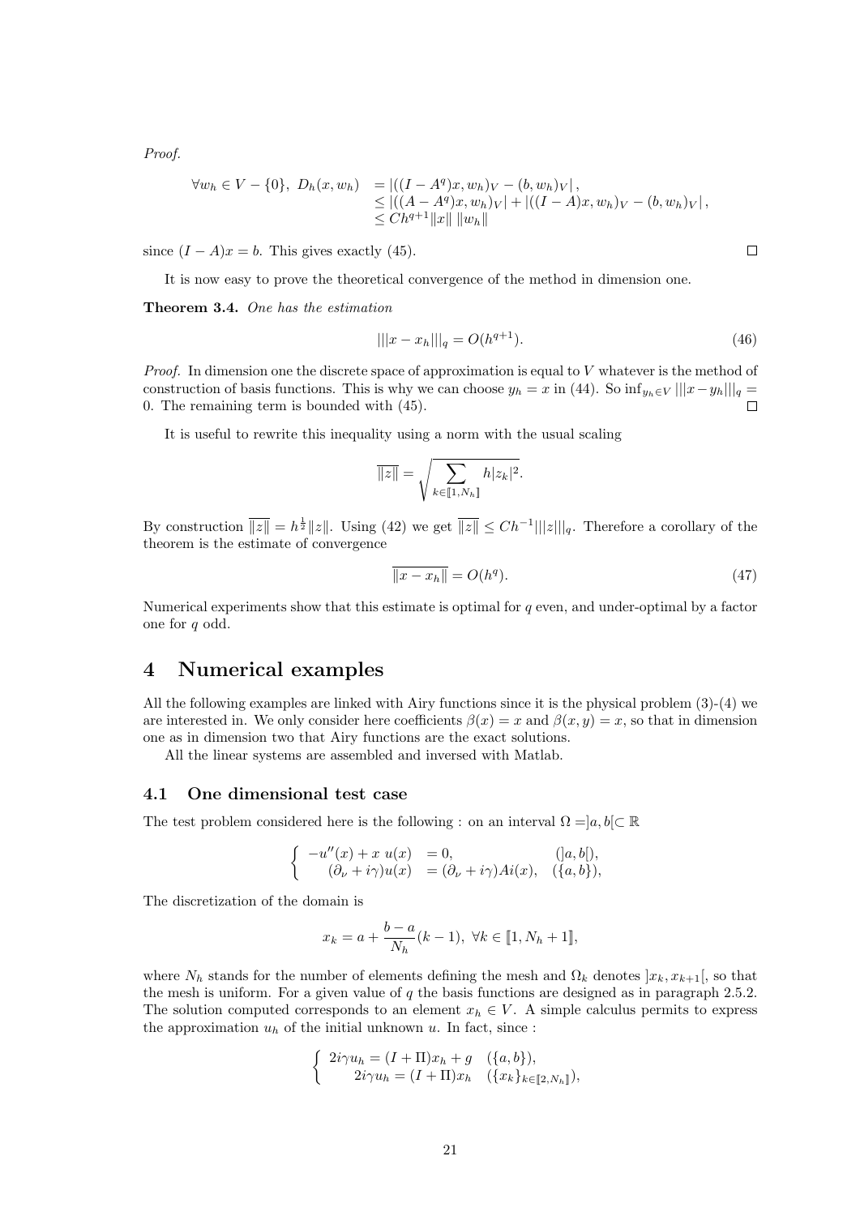*Proof.*

$$
\begin{aligned}
\forall w_h \in V - \{0\},\ D_h(x, w_h) &= \left|((I - A^q)x, w_h)_V - (b, w_h)_V\right|, \\
&\leq \left|((A - A^q)x, w_h)_V\right| + \left|((I - A)x, w_h)_V - (b, w_h)_V\right|, \\
&\leq Ch^{q+1}\|x\|\,\|w_h\|
\end{aligned}
$$

since $(I - A)x = b$. This gives exactly (45). ∎

It is now easy to prove the theoretical convergence of the method in dimension one.

**Theorem 3.4.** *One has the estimation*

$$
|||x - x_h|||_q = O(h^{q+1}). \tag{46}
$$

*Proof.* In dimension one the discrete space of approximation is equal to $V$ whatever is the method of construction of basis functions. This is why we can choose $y_h = x$ in (44). So $\inf_{y_h \in V} |||x - y_h|||_q = 0$. The remaining term is bounded with (45). ∎

It is useful to rewrite this inequality using a norm with the usual scaling

$$
\overline{\|z\|} = \sqrt{\sum_{k \in [\![1, N_h]\!]} h|z_k|^2}.
$$

By construction $\overline{\|z\|} = h^{\frac{1}{2}}\|z\|$. Using (42) we get $\overline{\|z\|} \leq Ch^{-1}|||z|||_q$. Therefore a corollary of the theorem is the estimate of convergence

$$
\overline{\|x - x_h\|} = O(h^q). \tag{47}
$$

Numerical experiments show that this estimate is optimal for $q$ even, and under-optimal by a factor one for $q$ odd.

# 4 Numerical examples

All the following examples are linked with Airy functions since it is the physical problem (3)-(4) we are interested in. We only consider here coefficients $\beta(x) = x$ and $\beta(x, y) = x$, so that in dimension one as in dimension two that Airy functions are the exact solutions.

All the linear systems are assembled and inversed with Matlab.

## 4.1 One dimensional test case

The test problem considered here is the following : on an interval $\Omega = ]a, b[ \subset \mathbb{R}$

$$
\left\{
\begin{array}{rll}
-u''(x) + x\ u(x) &= 0, & (]a, b[), \\
(\partial_\nu + i\gamma)u(x) &= (\partial_\nu + i\gamma)Ai(x), & (\{a, b\}),
\end{array}
\right.
$$

The discretization of the domain is

$$
x_k = a + \frac{b - a}{N_h}(k - 1),\ \forall k \in [\![1, N_h + 1]\!],
$$

where $N_h$ stands for the number of elements defining the mesh and $\Omega_k$ denotes $]x_k, x_{k+1}[$, so that the mesh is uniform. For a given value of $q$ the basis functions are designed as in paragraph 2.5.2. The solution computed corresponds to an element $x_h \in V$. A simple calculus permits to express the approximation $u_h$ of the initial unknown $u$. In fact, since :

$$
\left\{
\begin{array}{rll}
2i\gamma u_h &= (I + \Pi)x_h + g & (\{a, b\}), \\
2i\gamma u_h &= (I + \Pi)x_h & (\{x_k\}_{k \in [\![2, N_h]\!]}),
\end{array}
\right.
$$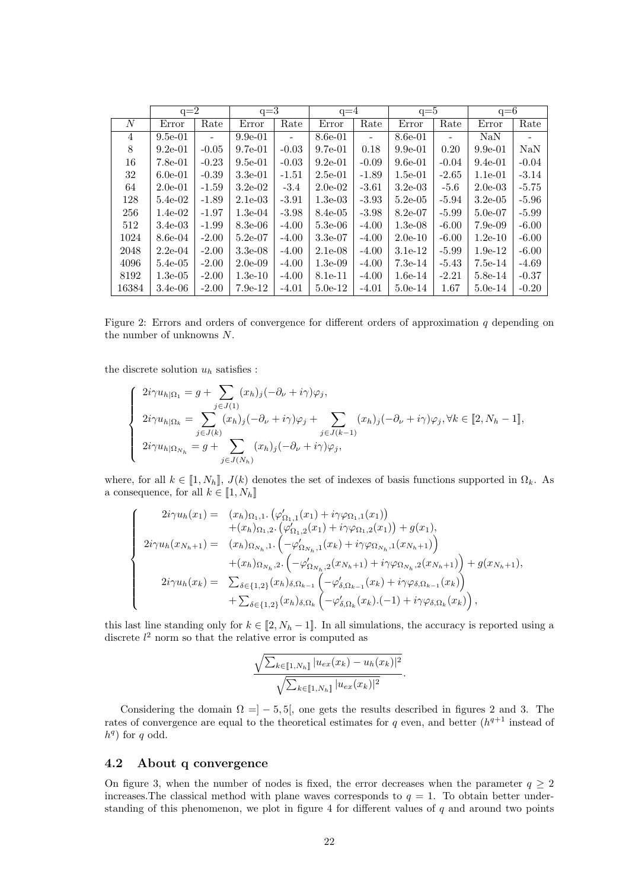| | q=2 | | q=3 | | q=4 | | q=5 | | q=6 | |
|---|---|---|---|---|---|---|---|---|---|---|
| $N$ | Error | Rate | Error | Rate | Error | Rate | Error | Rate | Error | Rate |
| 4 | 9.5e-01 | - | 9.9e-01 | - | 8.6e-01 | - | 8.6e-01 | - | NaN | - |
| 8 | 9.2e-01 | -0.05 | 9.7e-01 | -0.03 | 9.7e-01 | 0.18 | 9.9e-01 | 0.20 | 9.9e-01 | NaN |
| 16 | 7.8e-01 | -0.23 | 9.5e-01 | -0.03 | 9.2e-01 | -0.09 | 9.6e-01 | -0.04 | 9.4e-01 | -0.04 |
| 32 | 6.0e-01 | -0.39 | 3.3e-01 | -1.51 | 2.5e-01 | -1.89 | 1.5e-01 | -2.65 | 1.1e-01 | -3.14 |
| 64 | 2.0e-01 | -1.59 | 3.2e-02 | -3.4 | 2.0e-02 | -3.61 | 3.2e-03 | -5.6 | 2.0e-03 | -5.75 |
| 128 | 5.4e-02 | -1.89 | 2.1e-03 | -3.91 | 1.3e-03 | -3.93 | 5.2e-05 | -5.94 | 3.2e-05 | -5.96 |
| 256 | 1.4e-02 | -1.97 | 1.3e-04 | -3.98 | 8.4e-05 | -3.98 | 8.2e-07 | -5.99 | 5.0e-07 | -5.99 |
| 512 | 3.4e-03 | -1.99 | 8.3e-06 | -4.00 | 5.3e-06 | -4.00 | 1.3e-08 | -6.00 | 7.9e-09 | -6.00 |
| 1024 | 8.6e-04 | -2.00 | 5.2e-07 | -4.00 | 3.3e-07 | -4.00 | 2.0e-10 | -6.00 | 1.2e-10 | -6.00 |
| 2048 | 2.2e-04 | -2.00 | 3.3e-08 | -4.00 | 2.1e-08 | -4.00 | 3.1e-12 | -5.99 | 1.9e-12 | -6.00 |
| 4096 | 5.4e-05 | -2.00 | 2.0e-09 | -4.00 | 1.3e-09 | -4.00 | 7.3e-14 | -5.43 | 7.5e-14 | -4.69 |
| 8192 | 1.3e-05 | -2.00 | 1.3e-10 | -4.00 | 8.1e-11 | -4.00 | 1.6e-14 | -2.21 | 5.8e-14 | -0.37 |
| 16384 | 3.4e-06 | -2.00 | 7.9e-12 | -4.01 | 5.0e-12 | -4.01 | 5.0e-14 | 1.67 | 5.0e-14 | -0.20 |

Figure 2: Errors and orders of convergence for different orders of approximation $q$ depending on the number of unknowns $N$.

the discrete solution $u_h$ satisfies :

$$\left\{\begin{array}{l} 2i\gamma u_{h|\Omega_1} = g + \displaystyle\sum_{j\in J(1)} (x_h)_j(-\partial_\nu + i\gamma)\varphi_j, \\ 2i\gamma u_{h|\Omega_k} = \displaystyle\sum_{j\in J(k)} (x_h)_j(-\partial_\nu + i\gamma)\varphi_j + \sum_{j\in J(k-1)} (x_h)_j(-\partial_\nu + i\gamma)\varphi_j, \forall k \in [\![2, N_h - 1]\!], \\ 2i\gamma u_{h|\Omega_{N_h}} = g + \displaystyle\sum_{j\in J(N_h)} (x_h)_j(-\partial_\nu + i\gamma)\varphi_j, \end{array}\right.$$

where, for all $k \in [\![1, N_h]\!]$, $J(k)$ denotes the set of indexes of basis functions supported in $\Omega_k$. As a consequence, for all $k \in [\![1, N_h]\!]$

$$\left\{\begin{array}{rl} 2i\gamma u_h(x_1) = & (x_h)_{\Omega_1,1}.\left(\varphi'_{\Omega_1,1}(x_1) + i\gamma\varphi_{\Omega_1,1}(x_1)\right) \\ & +(x_h)_{\Omega_1,2}.\left(\varphi'_{\Omega_1,2}(x_1) + i\gamma\varphi_{\Omega_1,2}(x_1)\right) + g(x_1), \\ 2i\gamma u_h(x_{N_h+1}) = & (x_h)_{\Omega_{N_h},1}.\left(-\varphi'_{\Omega_{N_h},1}(x_k) + i\gamma\varphi_{\Omega_{N_h},1}(x_{N_h+1})\right) \\ & +(x_h)_{\Omega_{N_h},2}.\left(-\varphi'_{\Omega_{N_h},2}(x_{N_h+1}) + i\gamma\varphi_{\Omega_{N_h},2}(x_{N_h+1})\right) + g(x_{N_h+1}), \\ 2i\gamma u_h(x_k) = & \sum_{\delta\in\{1,2\}}(x_h)_{\delta,\Omega_{k-1}}\left(-\varphi'_{\delta,\Omega_{k-1}}(x_k) + i\gamma\varphi_{\delta,\Omega_{k-1}}(x_k)\right) \\ & +\sum_{\delta\in\{1,2\}}(x_h)_{\delta,\Omega_k}\left(-\varphi'_{\delta,\Omega_k}(x_k).(-1) + i\gamma\varphi_{\delta,\Omega_k}(x_k)\right), \end{array}\right.$$

this last line standing only for $k \in [\![2, N_h - 1]\!]$. In all simulations, the accuracy is reported using a discrete $l^2$ norm so that the relative error is computed as

$$\frac{\sqrt{\sum_{k\in[\![1,N_h]\!]} |u_{ex}(x_k) - u_h(x_k)|^2}}{\sqrt{\sum_{k\in[\![1,N_h]\!]} |u_{ex}(x_k)|^2}}.$$

Considering the domain $\Omega = ]-5, 5[$, one gets the results described in figures 2 and 3. The rates of convergence are equal to the theoretical estimates for $q$ even, and better ($h^{q+1}$ instead of $h^q$) for $q$ odd.

## 4.2 About q convergence

On figure 3, when the number of nodes is fixed, the error decreases when the parameter $q \geq 2$ increases.The classical method with plane waves corresponds to $q = 1$. To obtain better understanding of this phenomenon, we plot in figure 4 for different values of $q$ and around two points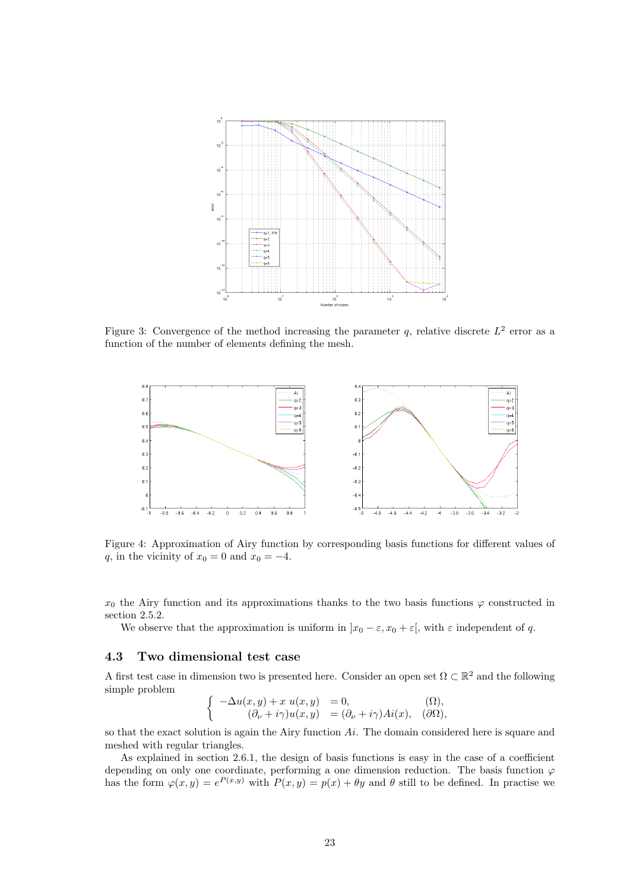Figure 3: Convergence of the method increasing the parameter $q$, relative discrete $L^2$ error as a function of the number of elements defining the mesh.

Figure 4: Approximation of Airy function by corresponding basis functions for different values of $q$, in the vicinity of $x_0 = 0$ and $x_0 = -4$.

$x_0$ the Airy function and its approximations thanks to the two basis functions $\varphi$ constructed in section 2.5.2.

We observe that the approximation is uniform in $]x_0 - \varepsilon, x_0 + \varepsilon[$, with $\varepsilon$ independent of $q$.

### 4.3 Two dimensional test case

A first test case in dimension two is presented here. Consider an open set $\Omega \subset \mathbb{R}^2$ and the following simple problem

$$\begin{cases} -\Delta u(x,y) + x\ u(x,y) &= 0, & (\Omega), \\ (\partial_\nu + i\gamma)u(x,y) &= (\partial_\nu + i\gamma)Ai(x), & (\partial\Omega), \end{cases}$$

so that the exact solution is again the Airy function $Ai$. The domain considered here is square and meshed with regular triangles.

As explained in section 2.6.1, the design of basis functions is easy in the case of a coefficient depending on only one coordinate, performing a one dimension reduction. The basis function $\varphi$ has the form $\varphi(x,y) = e^{P(x,y)}$ with $P(x,y) = p(x) + \theta y$ and $\theta$ still to be defined. In practise we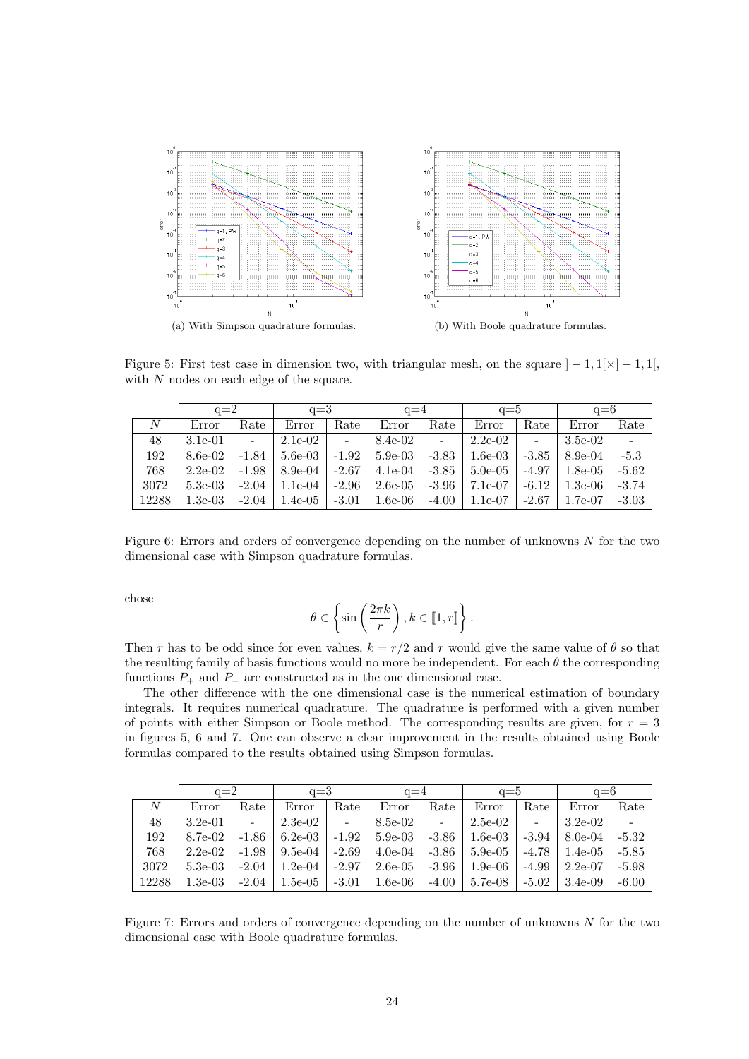(a) With Simpson quadrature formulas.

(b) With Boole quadrature formulas.

Figure 5: First test case in dimension two, with triangular mesh, on the square $]-1,1[\times]-1,1[$, with $N$ nodes on each edge of the square.

| | q=2 | | q=3 | | q=4 | | q=5 | | q=6 | |
|---|---|---|---|---|---|---|---|---|---|---|
| $N$ | Error | Rate | Error | Rate | Error | Rate | Error | Rate | Error | Rate |
| 48 | 3.1e-01 | - | 2.1e-02 | - | 8.4e-02 | - | 2.2e-02 | - | 3.5e-02 | - |
| 192 | 8.6e-02 | -1.84 | 5.6e-03 | -1.92 | 5.9e-03 | -3.83 | 1.6e-03 | -3.85 | 8.9e-04 | -5.3 |
| 768 | 2.2e-02 | -1.98 | 8.9e-04 | -2.67 | 4.1e-04 | -3.85 | 5.0e-05 | -4.97 | 1.8e-05 | -5.62 |
| 3072 | 5.3e-03 | -2.04 | 1.1e-04 | -2.96 | 2.6e-05 | -3.96 | 7.1e-07 | -6.12 | 1.3e-06 | -3.74 |
| 12288 | 1.3e-03 | -2.04 | 1.4e-05 | -3.01 | 1.6e-06 | -4.00 | 1.1e-07 | -2.67 | 1.7e-07 | -3.03 |

Figure 6: Errors and orders of convergence depending on the number of unknowns $N$ for the two dimensional case with Simpson quadrature formulas.

chose

$$\theta \in \left\{ \sin\left(\frac{2\pi k}{r}\right), k \in [\![1, r]\!] \right\}.$$

Then $r$ has to be odd since for even values, $k = r/2$ and $r$ would give the same value of $\theta$ so that the resulting family of basis functions would no more be independent. For each $\theta$ the corresponding functions $P_+$ and $P_-$ are constructed as in the one dimensional case.

The other difference with the one dimensional case is the numerical estimation of boundary integrals. It requires numerical quadrature. The quadrature is performed with a given number of points with either Simpson or Boole method. The corresponding results are given, for $r = 3$ in figures 5, 6 and 7. One can observe a clear improvement in the results obtained using Boole formulas compared to the results obtained using Simpson formulas.

| | q=2 | | q=3 | | q=4 | | q=5 | | q=6 | |
|---|---|---|---|---|---|---|---|---|---|---|
| $N$ | Error | Rate | Error | Rate | Error | Rate | Error | Rate | Error | Rate |
| 48 | 3.2e-01 | - | 2.3e-02 | - | 8.5e-02 | - | 2.5e-02 | - | 3.2e-02 | - |
| 192 | 8.7e-02 | -1.86 | 6.2e-03 | -1.92 | 5.9e-03 | -3.86 | 1.6e-03 | -3.94 | 8.0e-04 | -5.32 |
| 768 | 2.2e-02 | -1.98 | 9.5e-04 | -2.69 | 4.0e-04 | -3.86 | 5.9e-05 | -4.78 | 1.4e-05 | -5.85 |
| 3072 | 5.3e-03 | -2.04 | 1.2e-04 | -2.97 | 2.6e-05 | -3.96 | 1.9e-06 | -4.99 | 2.2e-07 | -5.98 |
| 12288 | 1.3e-03 | -2.04 | 1.5e-05 | -3.01 | 1.6e-06 | -4.00 | 5.7e-08 | -5.02 | 3.4e-09 | -6.00 |

Figure 7: Errors and orders of convergence depending on the number of unknowns $N$ for the two dimensional case with Boole quadrature formulas.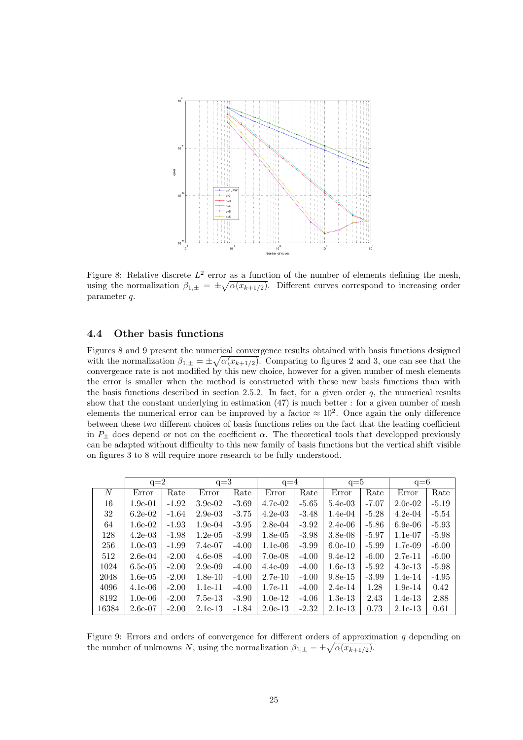Figure 8: Relative discrete $L^2$ error as a function of the number of elements defining the mesh, using the normalization $\beta_{1,\pm} = \pm\sqrt{\alpha(x_{k+1/2})}$. Different curves correspond to increasing order parameter $q$.

### 4.4 Other basis functions

Figures 8 and 9 present the numerical convergence results obtained with basis functions designed with the normalization $\beta_{1,\pm} = \pm\sqrt{\alpha(x_{k+1/2})}$. Comparing to figures 2 and 3, one can see that the convergence rate is not modified by this new choice, however for a given number of mesh elements the error is smaller when the method is constructed with these new basis functions than with the basis functions described in section 2.5.2. In fact, for a given order $q$, the numerical results show that the constant underlying in estimation (47) is much better : for a given number of mesh elements the numerical error can be improved by a factor $\approx 10^2$. Once again the only difference between these two different choices of basis functions relies on the fact that the leading coefficient in $P_\pm$ does depend or not on the coefficient $\alpha$. The theoretical tools that developped previously can be adapted without difficulty to this new family of basis functions but the vertical shift visible on figures 3 to 8 will require more research to be fully understood.

| | q=2 | | q=3 | | q=4 | | q=5 | | q=6 | |
|---|---|---|---|---|---|---|---|---|---|---|
| $N$ | Error | Rate | Error | Rate | Error | Rate | Error | Rate | Error | Rate |
| 16 | 1.9e-01 | -1.92 | 3.9e-02 | -3.69 | 4.7e-02 | -5.65 | 5.4e-03 | -7.07 | 2.0e-02 | -5.19 |
| 32 | 6.2e-02 | -1.64 | 2.9e-03 | -3.75 | 4.2e-03 | -3.48 | 1.4e-04 | -5.28 | 4.2e-04 | -5.54 |
| 64 | 1.6e-02 | -1.93 | 1.9e-04 | -3.95 | 2.8e-04 | -3.92 | 2.4e-06 | -5.86 | 6.9e-06 | -5.93 |
| 128 | 4.2e-03 | -1.98 | 1.2e-05 | -3.99 | 1.8e-05 | -3.98 | 3.8e-08 | -5.97 | 1.1e-07 | -5.98 |
| 256 | 1.0e-03 | -1.99 | 7.4e-07 | -4.00 | 1.1e-06 | -3.99 | 6.0e-10 | -5.99 | 1.7e-09 | -6.00 |
| 512 | 2.6e-04 | -2.00 | 4.6e-08 | -4.00 | 7.0e-08 | -4.00 | 9.4e-12 | -6.00 | 2.7e-11 | -6.00 |
| 1024 | 6.5e-05 | -2.00 | 2.9e-09 | -4.00 | 4.4e-09 | -4.00 | 1.6e-13 | -5.92 | 4.3e-13 | -5.98 |
| 2048 | 1.6e-05 | -2.00 | 1.8e-10 | -4.00 | 2.7e-10 | -4.00 | 9.8e-15 | -3.99 | 1.4e-14 | -4.95 |
| 4096 | 4.1e-06 | -2.00 | 1.1e-11 | -4.00 | 1.7e-11 | -4.00 | 2.4e-14 | 1.28 | 1.9e-14 | 0.42 |
| 8192 | 1.0e-06 | -2.00 | 7.5e-13 | -3.90 | 1.0e-12 | -4.06 | 1.3e-13 | 2.43 | 1.4e-13 | 2.88 |
| 16384 | 2.6e-07 | -2.00 | 2.1e-13 | -1.84 | 2.0e-13 | -2.32 | 2.1e-13 | 0.73 | 2.1e-13 | 0.61 |

Figure 9: Errors and orders of convergence for different orders of approximation $q$ depending on the number of unknowns $N$, using the normalization $\beta_{1,\pm} = \pm\sqrt{\alpha(x_{k+1/2})}$.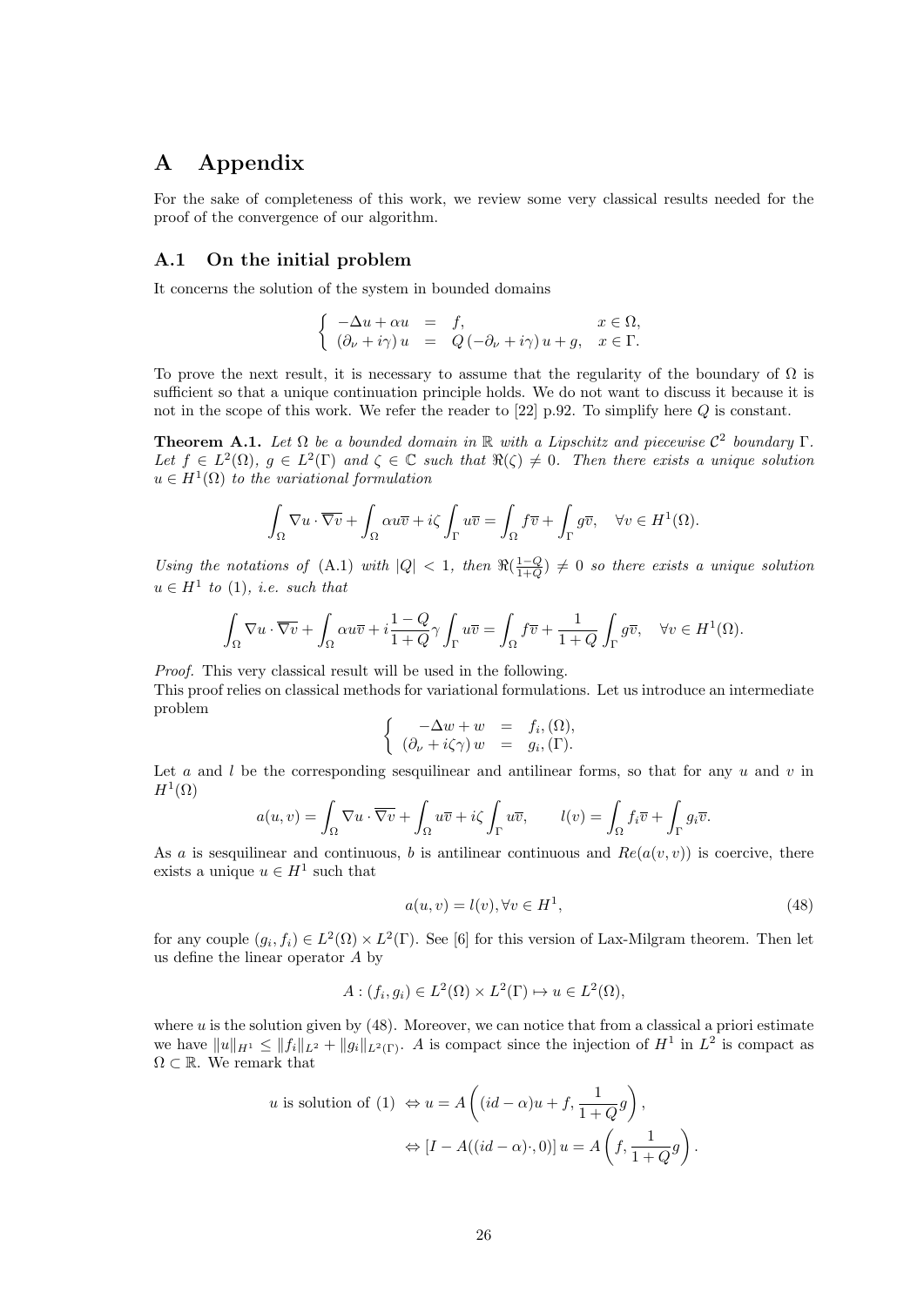# A Appendix

For the sake of completeness of this work, we review some very classical results needed for the proof of the convergence of our algorithm.

## A.1 On the initial problem

It concerns the solution of the system in bounded domains

$$\left\{ \begin{array}{rcll} -\Delta u + \alpha u & = & f, & x \in \Omega, \\ (\partial_\nu + i\gamma)\, u & = & Q\,(-\partial_\nu + i\gamma)\, u + g, & x \in \Gamma. \end{array} \right.$$

To prove the next result, it is necessary to assume that the regularity of the boundary of $\Omega$ is sufficient so that a unique continuation principle holds. We do not want to discuss it because it is not in the scope of this work. We refer the reader to [22] p.92. To simplify here $Q$ is constant.

**Theorem A.1.** *Let $\Omega$ be a bounded domain in $\mathbb{R}$ with a Lipschitz and piecewise $\mathcal{C}^2$ boundary $\Gamma$. Let $f \in L^2(\Omega)$, $g \in L^2(\Gamma)$ and $\zeta \in \mathbb{C}$ such that $\Re(\zeta) \neq 0$. Then there exists a unique solution $u \in H^1(\Omega)$ to the variational formulation*

$$\int_\Omega \nabla u \cdot \overline{\nabla v} + \int_\Omega \alpha u \overline{v} + i\zeta \int_\Gamma u \overline{v} = \int_\Omega f \overline{v} + \int_\Gamma g \overline{v}, \quad \forall v \in H^1(\Omega).$$

*Using the notations of (A.1) with $|Q| < 1$, then $\Re(\frac{1-Q}{1+Q}) \neq 0$ so there exists a unique solution $u \in H^1$ to (1), i.e. such that*

$$\int_\Omega \nabla u \cdot \overline{\nabla v} + \int_\Omega \alpha u \overline{v} + i\frac{1-Q}{1+Q}\gamma \int_\Gamma u \overline{v} = \int_\Omega f \overline{v} + \frac{1}{1+Q} \int_\Gamma g \overline{v}, \quad \forall v \in H^1(\Omega).$$

*Proof.* This very classical result will be used in the following.
This proof relies on classical methods for variational formulations. Let us introduce an intermediate problem

$$\left\{ \begin{array}{rcl} -\Delta w + w & = & f_i, (\Omega), \\ (\partial_\nu + i\zeta\gamma)\, w & = & g_i, (\Gamma). \end{array} \right.$$

Let $a$ and $l$ be the corresponding sesquilinear and antilinear forms, so that for any $u$ and $v$ in $H^1(\Omega)$

$$a(u,v) = \int_\Omega \nabla u \cdot \overline{\nabla v} + \int_\Omega u \overline{v} + i\zeta \int_\Gamma u \overline{v}, \qquad l(v) = \int_\Omega f_i \overline{v} + \int_\Gamma g_i \overline{v}.$$

As $a$ is sesquilinear and continuous, $b$ is antilinear continuous and $Re(a(v,v))$ is coercive, there exists a unique $u \in H^1$ such that

$$a(u,v) = l(v), \forall v \in H^1, \tag{48}$$

for any couple $(g_i, f_i) \in L^2(\Omega) \times L^2(\Gamma)$. See [6] for this version of Lax-Milgram theorem. Then let us define the linear operator $A$ by

$$A : (f_i, g_i) \in L^2(\Omega) \times L^2(\Gamma) \mapsto u \in L^2(\Omega),$$

where $u$ is the solution given by (48). Moreover, we can notice that from a classical a priori estimate we have $\|u\|_{H^1} \leq \|f_i\|_{L^2} + \|g_i\|_{L^2(\Gamma)}$. $A$ is compact since the injection of $H^1$ in $L^2$ is compact as $\Omega \subset \mathbb{R}$. We remark that

$$\begin{aligned} u \text{ is solution of (1) } &\Leftrightarrow u = A\left( (id - \alpha)u + f, \frac{1}{1+Q} g \right), \\ &\Leftrightarrow \left[ I - A((id-\alpha)\cdot, 0) \right] u = A\left( f, \frac{1}{1+Q} g \right). \end{aligned}$$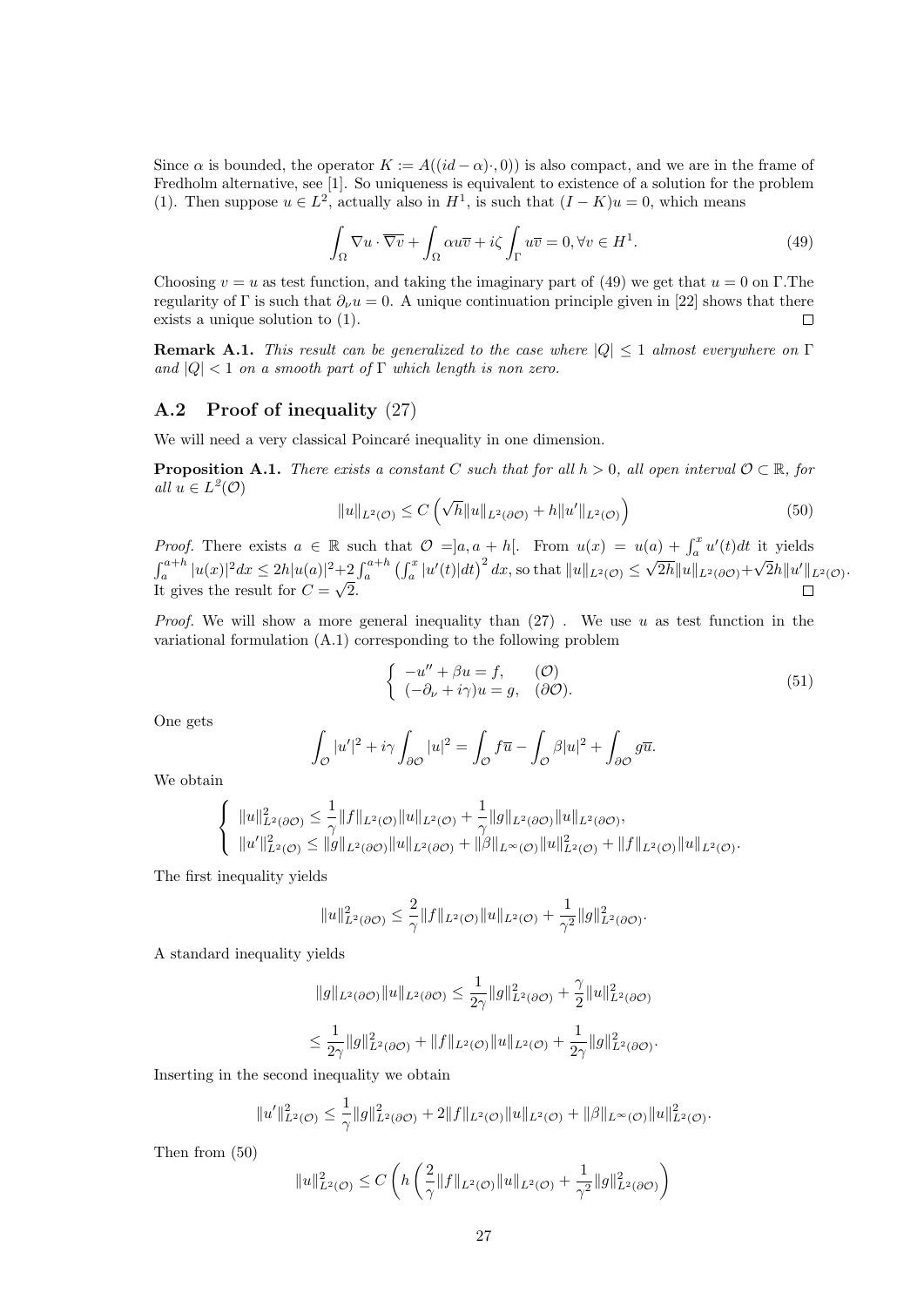Since $\alpha$ is bounded, the operator $K := A((id-\alpha)\cdot, 0))$ is also compact, and we are in the frame of Fredholm alternative, see [1]. So uniqueness is equivalent to existence of a solution for the problem (1). Then suppose $u \in L^2$, actually also in $H^1$, is such that $(I-K)u = 0$, which means

$$\int_\Omega \nabla u \cdot \overline{\nabla v} + \int_\Omega \alpha u \overline{v} + i\zeta \int_\Gamma u\overline{v} = 0, \forall v \in H^1. \tag{49}$$

Choosing $v = u$ as test function, and taking the imaginary part of (49) we get that $u = 0$ on $\Gamma$.The regularity of $\Gamma$ is such that $\partial_\nu u = 0$. A unique continuation principle given in [22] shows that there exists a unique solution to (1). $\square$

**Remark A.1.** *This result can be generalized to the case where $|Q| \le 1$ almost everywhere on $\Gamma$ and $|Q| < 1$ on a smooth part of $\Gamma$ which length is non zero.*

## A.2 Proof of inequality (27)

We will need a very classical Poincaré inequality in one dimension.

**Proposition A.1.** *There exists a constant $C$ such that for all $h > 0$, all open interval $\mathcal{O} \subset \mathbb{R}$, for all $u \in L^2(\mathcal{O})$*

$$\|u\|_{L^2(\mathcal{O})} \le C\left(\sqrt{h}\|u\|_{L^2(\partial\mathcal{O})} + h\|u'\|_{L^2(\mathcal{O})}\right) \tag{50}$$

*Proof.* There exists $a \in \mathbb{R}$ such that $\mathcal{O} = ]a, a+h[$. From $u(x) = u(a) + \int_a^x u'(t)dt$ it yields $\int_a^{a+h} |u(x)|^2 dx \le 2h|u(a)|^2 + 2\int_a^{a+h}\left(\int_a^x |u'(t)|dt\right)^2 dx$, so that $\|u\|_{L^2(\mathcal{O})} \le \sqrt{2h}\|u\|_{L^2(\partial\mathcal{O})} + \sqrt{2}h\|u'\|_{L^2(\mathcal{O})}$. It gives the result for $C = \sqrt{2}$. $\square$

*Proof.* We will show a more general inequality than (27) . We use $u$ as test function in the variational formulation (A.1) corresponding to the following problem

$$\left\{\begin{array}{ll} -u'' + \beta u = f, & (\mathcal{O}) \\ (-\partial_\nu + i\gamma)u = g, & (\partial\mathcal{O}). \end{array}\right. \tag{51}$$

One gets

$$\int_\mathcal{O} |u'|^2 + i\gamma \int_{\partial\mathcal{O}} |u|^2 = \int_\mathcal{O} f\overline{u} - \int_\mathcal{O} \beta|u|^2 + \int_{\partial\mathcal{O}} g\overline{u}.$$

We obtain

$$\left\{\begin{array}{l} \|u\|^2_{L^2(\partial\mathcal{O})} \le \frac{1}{\gamma}\|f\|_{L^2(\mathcal{O})}\|u\|_{L^2(\mathcal{O})} + \frac{1}{\gamma}\|g\|_{L^2(\partial\mathcal{O})}\|u\|_{L^2(\partial\mathcal{O})}, \\ \|u'\|^2_{L^2(\mathcal{O})} \le \|g\|_{L^2(\partial\mathcal{O})}\|u\|_{L^2(\partial\mathcal{O})} + \|\beta\|_{L^\infty(\mathcal{O})}\|u\|^2_{L^2(\mathcal{O})} + \|f\|_{L^2(\mathcal{O})}\|u\|_{L^2(\mathcal{O})}. \end{array}\right.$$

The first inequality yields

$$\|u\|^2_{L^2(\partial\mathcal{O})} \le \frac{2}{\gamma}\|f\|_{L^2(\mathcal{O})}\|u\|_{L^2(\mathcal{O})} + \frac{1}{\gamma^2}\|g\|^2_{L^2(\partial\mathcal{O})}.$$

A standard inequality yields

$$\|g\|_{L^2(\partial\mathcal{O})}\|u\|_{L^2(\partial\mathcal{O})} \le \frac{1}{2\gamma}\|g\|^2_{L^2(\partial\mathcal{O})} + \frac{\gamma}{2}\|u\|^2_{L^2(\partial\mathcal{O})}$$

$$\le \frac{1}{2\gamma}\|g\|^2_{L^2(\partial\mathcal{O})} + \|f\|_{L^2(\mathcal{O})}\|u\|_{L^2(\mathcal{O})} + \frac{1}{2\gamma}\|g\|^2_{L^2(\partial\mathcal{O})}.$$

Inserting in the second inequality we obtain

$$\|u'\|^2_{L^2(\mathcal{O})} \le \frac{1}{\gamma}\|g\|^2_{L^2(\partial\mathcal{O})} + 2\|f\|_{L^2(\mathcal{O})}\|u\|_{L^2(\mathcal{O})} + \|\beta\|_{L^\infty(\mathcal{O})}\|u\|^2_{L^2(\mathcal{O})}.$$

Then from (50)

$$\|u\|^2_{L^2(\mathcal{O})} \le C\left(h\left(\frac{2}{\gamma}\|f\|_{L^2(\mathcal{O})}\|u\|_{L^2(\mathcal{O})} + \frac{1}{\gamma^2}\|g\|^2_{L^2(\partial\mathcal{O})}\right)\right.$$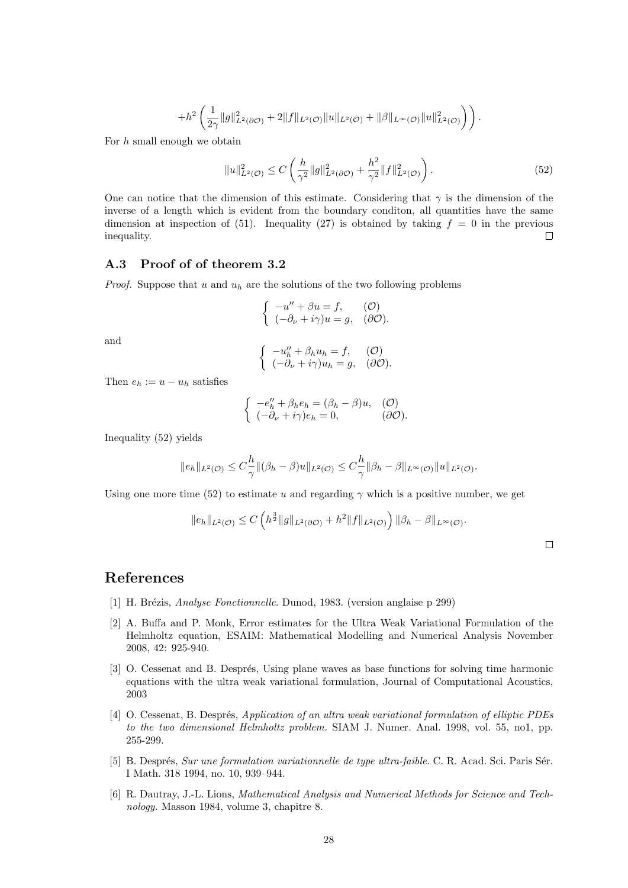$$+h^2\left(\frac{1}{2\gamma}\|g\|^2_{L^2(\partial\mathcal{O})}+2\|f\|_{L^2(\mathcal{O})}\|u\|_{L^2(\mathcal{O})}+\|\beta\|_{L^\infty(\mathcal{O})}\|u\|^2_{L^2(\mathcal{O})}\right)\Bigg).$$

For $h$ small enough we obtain

$$\|u\|^2_{L^2(\mathcal{O})}\leq C\left(\frac{h}{\gamma^2}\|g\|^2_{L^2(\partial\mathcal{O})}+\frac{h^2}{\gamma^2}\|f\|^2_{L^2(\mathcal{O})}\right). \tag{52}$$

One can notice that the dimension of this estimate. Considering that $\gamma$ is the dimension of the inverse of a length which is evident from the boundary conditon, all quantities have the same dimension at inspection of (51). Inequality (27) is obtained by taking $f=0$ in the previous inequality. □

### A.3 Proof of of theorem 3.2

*Proof.* Suppose that $u$ and $u_h$ are the solutions of the two following problems

$$\begin{cases} -u''+\beta u=f, & (\mathcal{O}) \\ (-\partial_\nu+i\gamma)u=g, & (\partial\mathcal{O}). \end{cases}$$

and

$$\begin{cases} -u_h''+\beta_h u_h=f, & (\mathcal{O}) \\ (-\partial_\nu+i\gamma)u_h=g, & (\partial\mathcal{O}). \end{cases}$$

Then $e_h:=u-u_h$ satisfies

$$\begin{cases} -e_h''+\beta_h e_h=(\beta_h-\beta)u, & (\mathcal{O}) \\ (-\partial_\nu+i\gamma)e_h=0, & (\partial\mathcal{O}). \end{cases}$$

Inequality (52) yields

$$\|e_h\|_{L^2(\mathcal{O})}\leq C\frac{h}{\gamma}\|(\beta_h-\beta)u\|_{L^2(\mathcal{O})}\leq C\frac{h}{\gamma}\|\beta_h-\beta\|_{L^\infty(\mathcal{O})}\|u\|_{L^2(\mathcal{O})}.$$

Using one more time (52) to estimate $u$ and regarding $\gamma$ which is a positive number, we get

$$\|e_h\|_{L^2(\mathcal{O})}\leq C\left(h^{\frac{3}{2}}\|g\|_{L^2(\partial\mathcal{O})}+h^2\|f\|_{L^2(\mathcal{O})}\right)\|\beta_h-\beta\|_{L^\infty(\mathcal{O})}.$$

□

## References

[1] H. Brézis, *Analyse Fonctionnelle*. Dunod, 1983. (version anglaise p 299)

[2] A. Buffa and P. Monk, Error estimates for the Ultra Weak Variational Formulation of the Helmholtz equation, ESAIM: Mathematical Modelling and Numerical Analysis November 2008, 42: 925-940.

[3] O. Cessenat and B. Després, Using plane waves as base functions for solving time harmonic equations with the ultra weak variational formulation, Journal of Computational Acoustics, 2003

[4] O. Cessenat, B. Després, *Application of an ultra weak variational formulation of elliptic PDEs to the two dimensional Helmholtz problem.* SIAM J. Numer. Anal. 1998, vol. 55, no1, pp. 255-299.

[5] B. Després, *Sur une formulation variationnelle de type ultra-faible.* C. R. Acad. Sci. Paris Sér. I Math. 318 1994, no. 10, 939–944.

[6] R. Dautray, J.-L. Lions, *Mathematical Analysis and Numerical Methods for Science and Technology.* Masson 1984, volume 3, chapitre 8.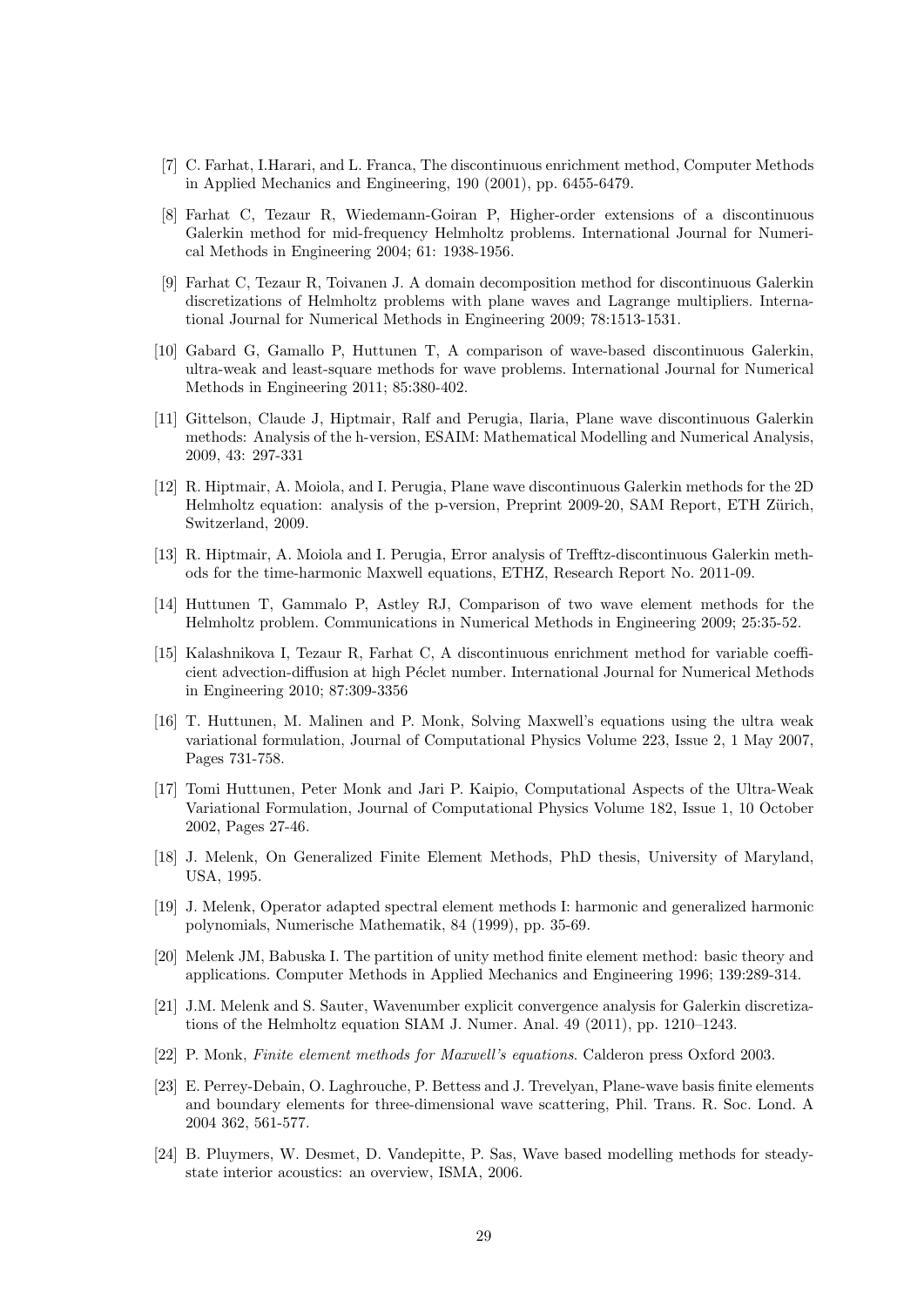[7] C. Farhat, I.Harari, and L. Franca, The discontinuous enrichment method, Computer Methods in Applied Mechanics and Engineering, 190 (2001), pp. 6455-6479.

[8] Farhat C, Tezaur R, Wiedemann-Goiran P, Higher-order extensions of a discontinuous Galerkin method for mid-frequency Helmholtz problems. International Journal for Numerical Methods in Engineering 2004; 61: 1938-1956.

[9] Farhat C, Tezaur R, Toivanen J. A domain decomposition method for discontinuous Galerkin discretizations of Helmholtz problems with plane waves and Lagrange multipliers. International Journal for Numerical Methods in Engineering 2009; 78:1513-1531.

[10] Gabard G, Gamallo P, Huttunen T, A comparison of wave-based discontinuous Galerkin, ultra-weak and least-square methods for wave problems. International Journal for Numerical Methods in Engineering 2011; 85:380-402.

[11] Gittelson, Claude J, Hiptmair, Ralf and Perugia, Ilaria, Plane wave discontinuous Galerkin methods: Analysis of the h-version, ESAIM: Mathematical Modelling and Numerical Analysis, 2009, 43: 297-331

[12] R. Hiptmair, A. Moiola, and I. Perugia, Plane wave discontinuous Galerkin methods for the 2D Helmholtz equation: analysis of the p-version, Preprint 2009-20, SAM Report, ETH Zürich, Switzerland, 2009.

[13] R. Hiptmair, A. Moiola and I. Perugia, Error analysis of Trefftz-discontinuous Galerkin methods for the time-harmonic Maxwell equations, ETHZ, Research Report No. 2011-09.

[14] Huttunen T, Gammalo P, Astley RJ, Comparison of two wave element methods for the Helmholtz problem. Communications in Numerical Methods in Engineering 2009; 25:35-52.

[15] Kalashnikova I, Tezaur R, Farhat C, A discontinuous enrichment method for variable coefficient advection-diffusion at high Péclet number. International Journal for Numerical Methods in Engineering 2010; 87:309-3356

[16] T. Huttunen, M. Malinen and P. Monk, Solving Maxwell's equations using the ultra weak variational formulation, Journal of Computational Physics Volume 223, Issue 2, 1 May 2007, Pages 731-758.

[17] Tomi Huttunen, Peter Monk and Jari P. Kaipio, Computational Aspects of the Ultra-Weak Variational Formulation, Journal of Computational Physics Volume 182, Issue 1, 10 October 2002, Pages 27-46.

[18] J. Melenk, On Generalized Finite Element Methods, PhD thesis, University of Maryland, USA, 1995.

[19] J. Melenk, Operator adapted spectral element methods I: harmonic and generalized harmonic polynomials, Numerische Mathematik, 84 (1999), pp. 35-69.

[20] Melenk JM, Babuska I. The partition of unity method finite element method: basic theory and applications. Computer Methods in Applied Mechanics and Engineering 1996; 139:289-314.

[21] J.M. Melenk and S. Sauter, Wavenumber explicit convergence analysis for Galerkin discretizations of the Helmholtz equation SIAM J. Numer. Anal. 49 (2011), pp. 1210–1243.

[22] P. Monk, *Finite element methods for Maxwell's equations*. Calderon press Oxford 2003.

[23] E. Perrey-Debain, O. Laghrouche, P. Bettess and J. Trevelyan, Plane-wave basis finite elements and boundary elements for three-dimensional wave scattering, Phil. Trans. R. Soc. Lond. A 2004 362, 561-577.

[24] B. Pluymers, W. Desmet, D. Vandepitte, P. Sas, Wave based modelling methods for steady-state interior acoustics: an overview, ISMA, 2006.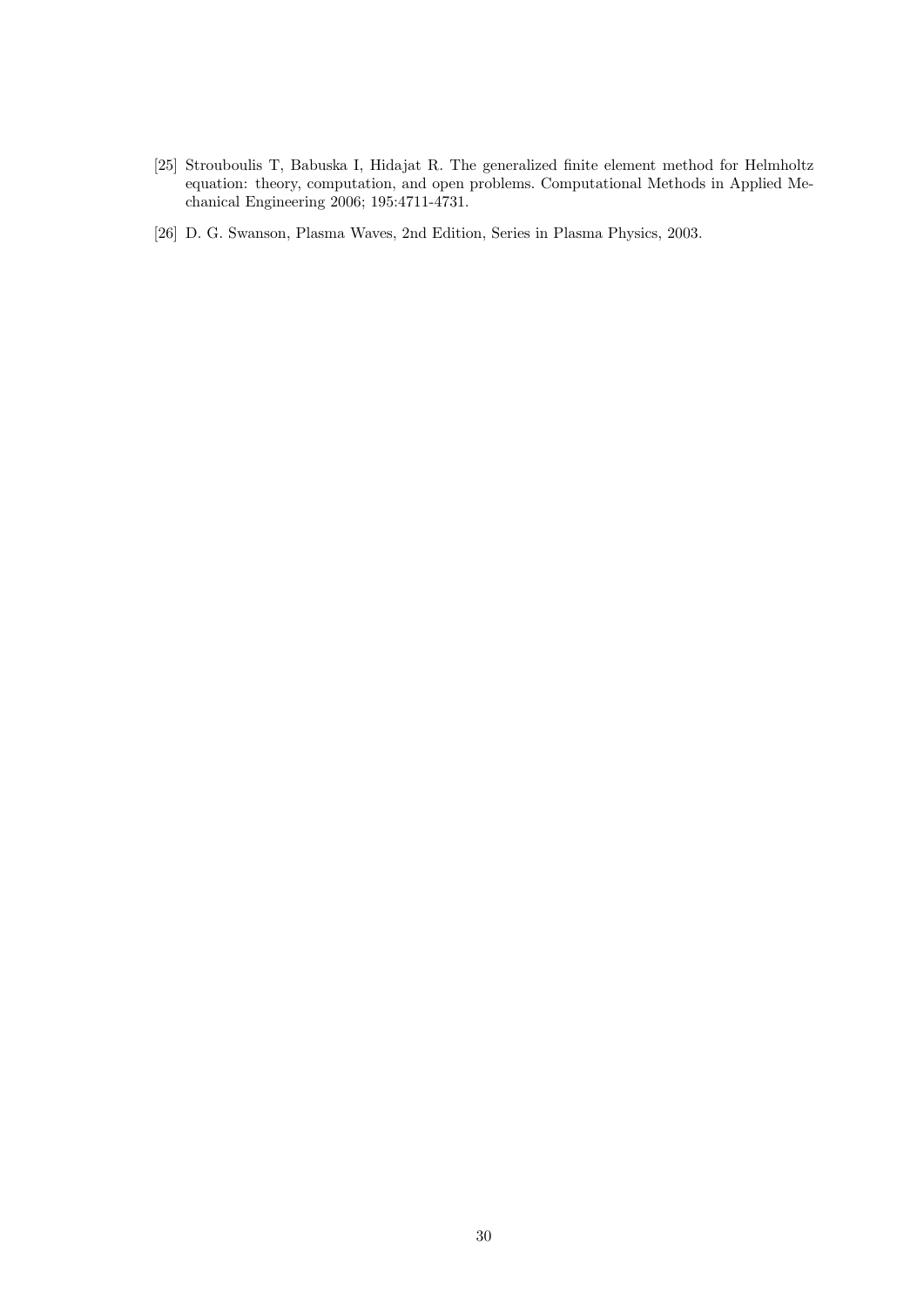[25] Strouboulis T, Babuska I, Hidajat R. The generalized finite element method for Helmholtz equation: theory, computation, and open problems. Computational Methods in Applied Mechanical Engineering 2006; 195:4711-4731.

[26] D. G. Swanson, Plasma Waves, 2nd Edition, Series in Plasma Physics, 2003.